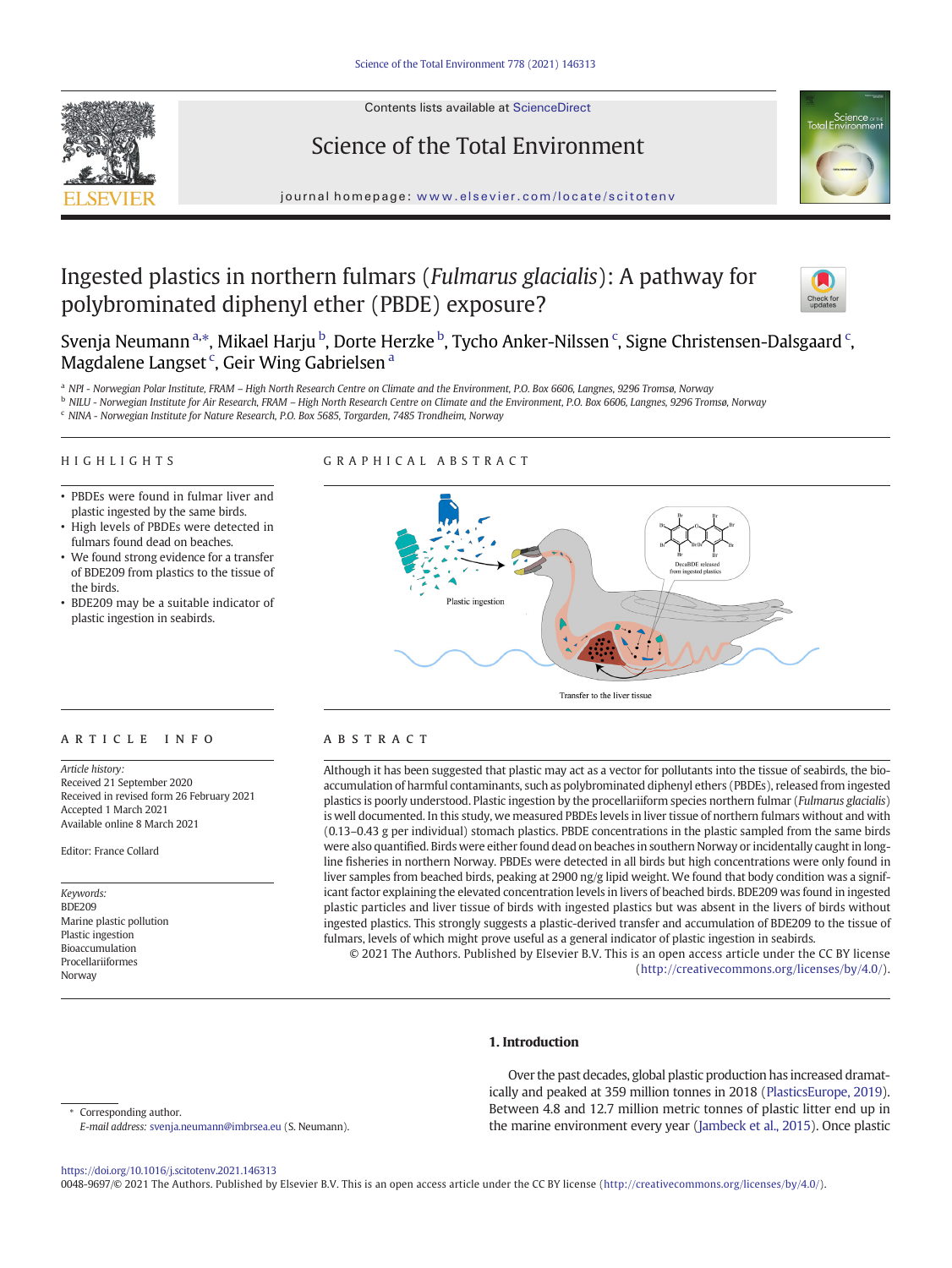# Ingested plastics in northern fulmars (*Fulmarus glacialis*): A pathway for polybrominated diphenyl ether (PBDE) exposure?

Svenja Neumann [a,*], Mikael Harju [b], Dorte Herzke [b], Tycho Anker-Nilssen [c], Signe Christensen-Dalsgaard [c], Magdalene Langset [c], Geir Wing Gabrielsen [a]

[a] *NPI - Norwegian Polar Institute, FRAM – High North Research Centre on Climate and the Environment, P.O. Box 6606, Langnes, 9296 Tromsø, Norway*
[b] *NILU - Norwegian Institute for Air Research, FRAM – High North Research Centre on Climate and the Environment, P.O. Box 6606, Langnes, 9296 Tromsø, Norway*
[c] *NINA - Norwegian Institute for Nature Research, P.O. Box 5685, Torgarden, 7485 Trondheim, Norway*

## HIGHLIGHTS

- PBDEs were found in fulmar liver and plastic ingested by the same birds.
- High levels of PBDEs were detected in fulmars found dead on beaches.
- We found strong evidence for a transfer of BDE209 from plastics to the tissue of the birds.
- BDE209 may be a suitable indicator of plastic ingestion in seabirds.

## GRAPHICAL ABSTRACT

## ARTICLE INFO

*Article history:*
Received 21 September 2020
Received in revised form 26 February 2021
Accepted 1 March 2021
Available online 8 March 2021

Editor: France Collard

*Keywords:*
BDE209
Marine plastic pollution
Plastic ingestion
Bioaccumulation
Procellariiformes
Norway

## ABSTRACT

Although it has been suggested that plastic may act as a vector for pollutants into the tissue of seabirds, the bioaccumulation of harmful contaminants, such as polybrominated diphenyl ethers (PBDEs), released from ingested plastics is poorly understood. Plastic ingestion by the procellariiform species northern fulmar (*Fulmarus glacialis*) is well documented. In this study, we measured PBDEs levels in liver tissue of northern fulmars without and with (0.13–0.43 g per individual) stomach plastics. PBDE concentrations in the plastic sampled from the same birds were also quantified. Birds were either found dead on beaches in southern Norway or incidentally caught in long-line fisheries in northern Norway. PBDEs were detected in all birds but high concentrations were only found in liver samples from beached birds, peaking at 2900 ng/g lipid weight. We found that body condition was a significant factor explaining the elevated concentration levels in livers of beached birds. BDE209 was found in ingested plastic particles and liver tissue of birds with ingested plastics but was absent in the livers of birds without ingested plastics. This strongly suggests a plastic-derived transfer and accumulation of BDE209 to the tissue of fulmars, levels of which might prove useful as a general indicator of plastic ingestion in seabirds.

© 2021 The Authors. Published by Elsevier B.V. This is an open access article under the CC BY license (http://creativecommons.org/licenses/by/4.0/).

## 1. Introduction

Over the past decades, global plastic production has increased dramatically and peaked at 359 million tonnes in 2018 (PlasticsEurope, 2019). Between 4.8 and 12.7 million metric tonnes of plastic litter end up in the marine environment every year (Jambeck et al., 2015). Once plastic

* Corresponding author.
*E-mail address:* svenja.neumann@imbrsea.eu (S. Neumann).

https://doi.org/10.1016/j.scitotenv.2021.146313
0048-9697/© 2021 The Authors. Published by Elsevier B.V. This is an open access article under the CC BY license (http://creativecommons.org/licenses/by/4.0/).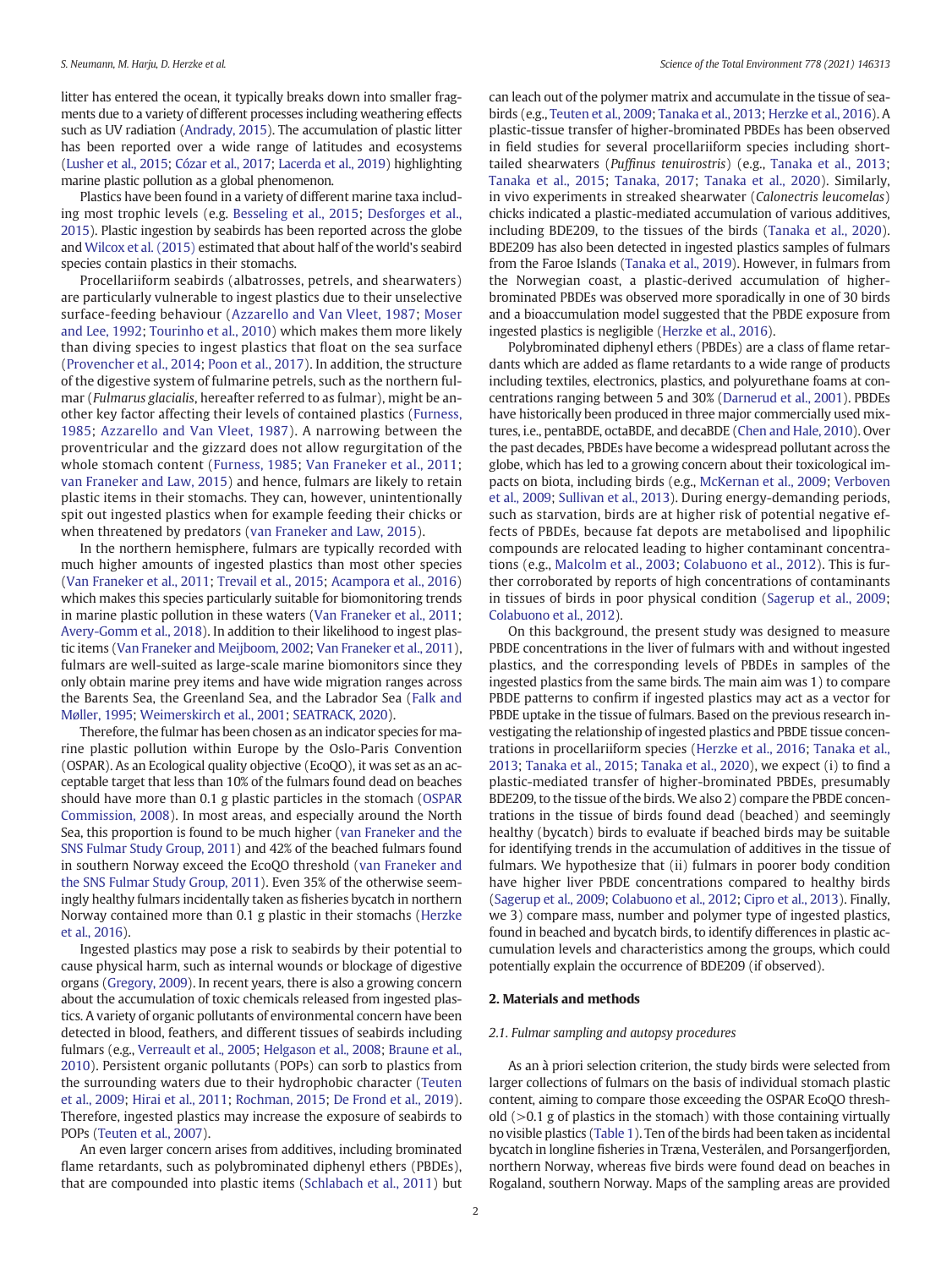litter has entered the ocean, it typically breaks down into smaller fragments due to a variety of different processes including weathering effects such as UV radiation (Andrady, 2015). The accumulation of plastic litter has been reported over a wide range of latitudes and ecosystems (Lusher et al., 2015; Cózar et al., 2017; Lacerda et al., 2019) highlighting marine plastic pollution as a global phenomenon.

Plastics have been found in a variety of different marine taxa including most trophic levels (e.g. Besseling et al., 2015; Desforges et al., 2015). Plastic ingestion by seabirds has been reported across the globe and Wilcox et al. (2015) estimated that about half of the world's seabird species contain plastics in their stomachs.

Procellariiform seabirds (albatrosses, petrels, and shearwaters) are particularly vulnerable to ingest plastics due to their unselective surface-feeding behaviour (Azzarello and Van Vleet, 1987; Moser and Lee, 1992; Tourinho et al., 2010) which makes them more likely than diving species to ingest plastics that float on the sea surface (Provencher et al., 2014; Poon et al., 2017). In addition, the structure of the digestive system of fulmarine petrels, such as the northern fulmar (*Fulmarus glacialis*, hereafter referred to as fulmar), might be another key factor affecting their levels of contained plastics (Furness, 1985; Azzarello and Van Vleet, 1987). A narrowing between the proventricular and the gizzard does not allow regurgitation of the whole stomach content (Furness, 1985; Van Franeker et al., 2011; van Franeker and Law, 2015) and hence, fulmars are likely to retain plastic items in their stomachs. They can, however, unintentionally spit out ingested plastics when for example feeding their chicks or when threatened by predators (van Franeker and Law, 2015).

In the northern hemisphere, fulmars are typically recorded with much higher amounts of ingested plastics than most other species (Van Franeker et al., 2011; Trevail et al., 2015; Acampora et al., 2016) which makes this species particularly suitable for biomonitoring trends in marine plastic pollution in these waters (Van Franeker et al., 2011; Avery-Gomm et al., 2018). In addition to their likelihood to ingest plastic items (Van Franeker and Meijboom, 2002; Van Franeker et al., 2011), fulmars are well-suited as large-scale marine biomonitors since they only obtain marine prey items and have wide migration ranges across the Barents Sea, the Greenland Sea, and the Labrador Sea (Falk and Møller, 1995; Weimerskirch et al., 2001; SEATRACK, 2020).

Therefore, the fulmar has been chosen as an indicator species for marine plastic pollution within Europe by the Oslo-Paris Convention (OSPAR). As an Ecological quality objective (EcoQO), it was set as an acceptable target that less than 10% of the fulmars found dead on beaches should have more than 0.1 g plastic particles in the stomach (OSPAR Commission, 2008). In most areas, and especially around the North Sea, this proportion is found to be much higher (van Franeker and the SNS Fulmar Study Group, 2011) and 42% of the beached fulmars found in southern Norway exceed the EcoQO threshold (van Franeker and the SNS Fulmar Study Group, 2011). Even 35% of the otherwise seemingly healthy fulmars incidentally taken as fisheries bycatch in northern Norway contained more than 0.1 g plastic in their stomachs (Herzke et al., 2016).

Ingested plastics may pose a risk to seabirds by their potential to cause physical harm, such as internal wounds or blockage of digestive organs (Gregory, 2009). In recent years, there is also a growing concern about the accumulation of toxic chemicals released from ingested plastics. A variety of organic pollutants of environmental concern have been detected in blood, feathers, and different tissues of seabirds including fulmars (e.g., Verreault et al., 2005; Helgason et al., 2008; Braune et al., 2010). Persistent organic pollutants (POPs) can sorb to plastics from the surrounding waters due to their hydrophobic character (Teuten et al., 2009; Hirai et al., 2011; Rochman, 2015; De Frond et al., 2019). Therefore, ingested plastics may increase the exposure of seabirds to POPs (Teuten et al., 2007).

An even larger concern arises from additives, including brominated flame retardants, such as polybrominated diphenyl ethers (PBDEs), that are compounded into plastic items (Schlabach et al., 2011) but can leach out of the polymer matrix and accumulate in the tissue of seabirds (e.g., Teuten et al., 2009; Tanaka et al., 2013; Herzke et al., 2016). A plastic-tissue transfer of higher-brominated PBDEs has been observed in field studies for several procellariiform species including short-tailed shearwaters (*Puffinus tenuirostris*) (e.g., Tanaka et al., 2013; Tanaka et al., 2015; Tanaka, 2017; Tanaka et al., 2020). Similarly, in vivo experiments in streaked shearwater (*Calonectris leucomelas*) chicks indicated a plastic-mediated accumulation of various additives, including BDE209, to the tissues of the birds (Tanaka et al., 2020). BDE209 has also been detected in ingested plastics samples of fulmars from the Faroe Islands (Tanaka et al., 2019). However, in fulmars from the Norwegian coast, a plastic-derived accumulation of higher-brominated PBDEs was observed more sporadically in one of 30 birds and a bioaccumulation model suggested that the PBDE exposure from ingested plastics is negligible (Herzke et al., 2016).

Polybrominated diphenyl ethers (PBDEs) are a class of flame retardants which are added as flame retardants to a wide range of products including textiles, electronics, plastics, and polyurethane foams at concentrations ranging between 5 and 30% (Darnerud et al., 2001). PBDEs have historically been produced in three major commercially used mixtures, i.e., pentaBDE, octaBDE, and decaBDE (Chen and Hale, 2010). Over the past decades, PBDEs have become a widespread pollutant across the globe, which has led to a growing concern about their toxicological impacts on biota, including birds (e.g., McKernan et al., 2009; Verboven et al., 2009; Sullivan et al., 2013). During energy-demanding periods, such as starvation, birds are at higher risk of potential negative effects of PBDEs, because fat depots are metabolised and lipophilic compounds are relocated leading to higher contaminant concentrations (e.g., Malcolm et al., 2003; Colabuono et al., 2012). This is further corroborated by reports of high concentrations of contaminants in tissues of birds in poor physical condition (Sagerup et al., 2009; Colabuono et al., 2012).

On this background, the present study was designed to measure PBDE concentrations in the liver of fulmars with and without ingested plastics, and the corresponding levels of PBDEs in samples of the ingested plastics from the same birds. The main aim was 1) to compare PBDE patterns to confirm if ingested plastics may act as a vector for PBDE uptake in the tissue of fulmars. Based on the previous research investigating the relationship of ingested plastics and PBDE tissue concentrations in procellariiform species (Herzke et al., 2016; Tanaka et al., 2013; Tanaka et al., 2015; Tanaka et al., 2020), we expect (i) to find a plastic-mediated transfer of higher-brominated PBDEs, presumably BDE209, to the tissue of the birds. We also 2) compare the PBDE concentrations in the tissue of birds found dead (beached) and seemingly healthy (bycatch) birds to evaluate if beached birds may be suitable for identifying trends in the accumulation of additives in the tissue of fulmars. We hypothesize that (ii) fulmars in poorer body condition have higher liver PBDE concentrations compared to healthy birds (Sagerup et al., 2009; Colabuono et al., 2012; Cipro et al., 2013). Finally, we 3) compare mass, number and polymer type of ingested plastics, found in beached and bycatch birds, to identify differences in plastic accumulation levels and characteristics among the groups, which could potentially explain the occurrence of BDE209 (if observed).

## 2. Materials and methods

### 2.1. Fulmar sampling and autopsy procedures

As an à priori selection criterion, the study birds were selected from larger collections of fulmars on the basis of individual stomach plastic content, aiming to compare those exceeding the OSPAR EcoQO threshold (>0.1 g of plastics in the stomach) with those containing virtually no visible plastics (Table 1). Ten of the birds had been taken as incidental bycatch in longline fisheries in Træna, Vesterålen, and Porsangerfjorden, northern Norway, whereas five birds were found dead on beaches in Rogaland, southern Norway. Maps of the sampling areas are provided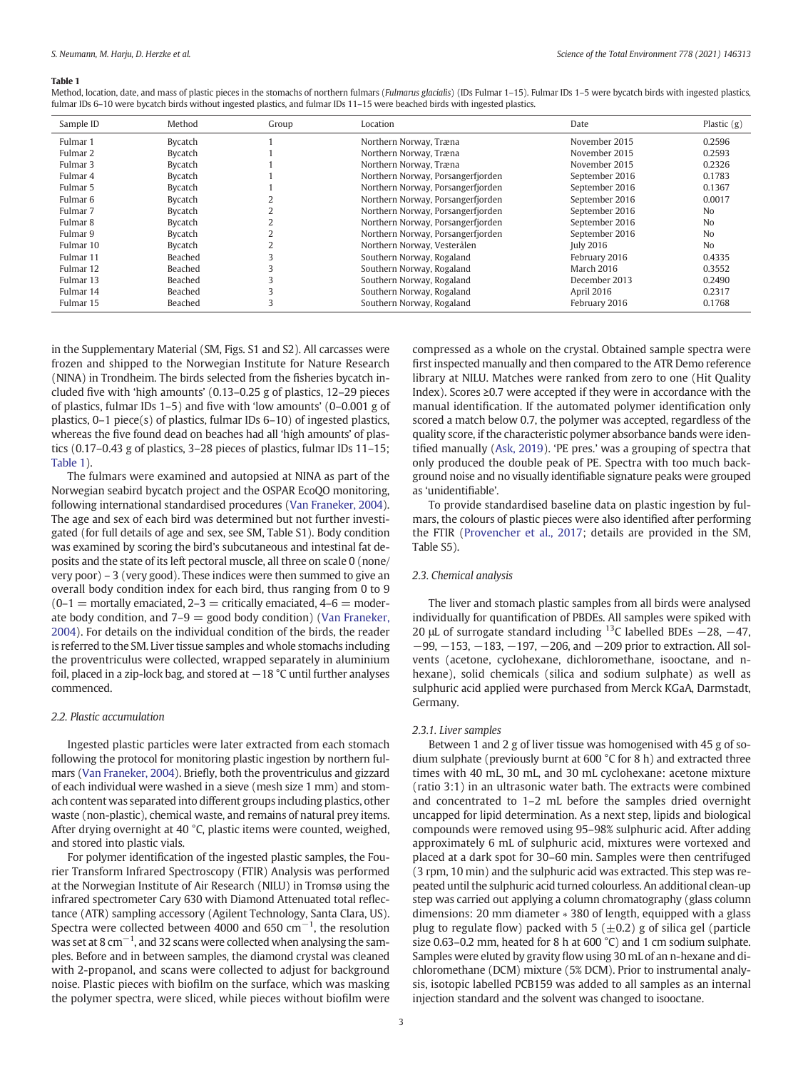**Table 1**

Method, location, date, and mass of plastic pieces in the stomachs of northern fulmars (*Fulmarus glacialis*) (IDs Fulmar 1–15). Fulmar IDs 1–5 were bycatch birds with ingested plastics, fulmar IDs 6–10 were bycatch birds without ingested plastics, and fulmar IDs 11–15 were beached birds with ingested plastics.

| Sample ID | Method | Group | Location | Date | Plastic (g) |
|---|---|---|---|---|---|
| Fulmar 1 | Bycatch | 1 | Northern Norway, Træna | November 2015 | 0.2596 |
| Fulmar 2 | Bycatch | 1 | Northern Norway, Træna | November 2015 | 0.2593 |
| Fulmar 3 | Bycatch | 1 | Northern Norway, Træna | November 2015 | 0.2326 |
| Fulmar 4 | Bycatch | 1 | Northern Norway, Porsangerfjorden | September 2016 | 0.1783 |
| Fulmar 5 | Bycatch | 1 | Northern Norway, Porsangerfjorden | September 2016 | 0.1367 |
| Fulmar 6 | Bycatch | 2 | Northern Norway, Porsangerfjorden | September 2016 | 0.0017 |
| Fulmar 7 | Bycatch | 2 | Northern Norway, Porsangerfjorden | September 2016 | No |
| Fulmar 8 | Bycatch | 2 | Northern Norway, Porsangerfjorden | September 2016 | No |
| Fulmar 9 | Bycatch | 2 | Northern Norway, Porsangerfjorden | September 2016 | No |
| Fulmar 10 | Bycatch | 2 | Northern Norway, Vesterålen | July 2016 | No |
| Fulmar 11 | Beached | 3 | Southern Norway, Rogaland | February 2016 | 0.4335 |
| Fulmar 12 | Beached | 3 | Southern Norway, Rogaland | March 2016 | 0.3552 |
| Fulmar 13 | Beached | 3 | Southern Norway, Rogaland | December 2013 | 0.2490 |
| Fulmar 14 | Beached | 3 | Southern Norway, Rogaland | April 2016 | 0.2317 |
| Fulmar 15 | Beached | 3 | Southern Norway, Rogaland | February 2016 | 0.1768 |

in the Supplementary Material (SM, Figs. S1 and S2). All carcasses were frozen and shipped to the Norwegian Institute for Nature Research (NINA) in Trondheim. The birds selected from the fisheries bycatch included five with 'high amounts' (0.13–0.25 g of plastics, 12–29 pieces of plastics, fulmar IDs 1–5) and five with 'low amounts' (0–0.001 g of plastics, 0–1 piece(s) of plastics, fulmar IDs 6–10) of ingested plastics, whereas the five found dead on beaches had all 'high amounts' of plastics (0.17–0.43 g of plastics, 3–28 pieces of plastics, fulmar IDs 11–15; Table 1).

The fulmars were examined and autopsied at NINA as part of the Norwegian seabird bycatch project and the OSPAR EcoQO monitoring, following international standardised procedures (Van Franeker, 2004). The age and sex of each bird was determined but not further investigated (for full details of age and sex, see SM, Table S1). Body condition was examined by scoring the bird's subcutaneous and intestinal fat deposits and the state of its left pectoral muscle, all three on scale 0 (none/very poor) – 3 (very good). These indices were then summed to give an overall body condition index for each bird, thus ranging from 0 to 9 (0–1 = mortally emaciated, 2–3 = critically emaciated, 4–6 = moderate body condition, and 7–9 = good body condition) (Van Franeker, 2004). For details on the individual condition of the birds, the reader is referred to the SM. Liver tissue samples and whole stomachs including the proventriculus were collected, wrapped separately in aluminium foil, placed in a zip-lock bag, and stored at −18 °C until further analyses commenced.

### 2.2. Plastic accumulation

Ingested plastic particles were later extracted from each stomach following the protocol for monitoring plastic ingestion by northern fulmars (Van Franeker, 2004). Briefly, both the proventriculus and gizzard of each individual were washed in a sieve (mesh size 1 mm) and stomach content was separated into different groups including plastics, other waste (non-plastic), chemical waste, and remains of natural prey items. After drying overnight at 40 °C, plastic items were counted, weighed, and stored into plastic vials.

For polymer identification of the ingested plastic samples, the Fourier Transform Infrared Spectroscopy (FTIR) Analysis was performed at the Norwegian Institute of Air Research (NILU) in Tromsø using the infrared spectrometer Cary 630 with Diamond Attenuated total reflectance (ATR) sampling accessory (Agilent Technology, Santa Clara, US). Spectra were collected between 4000 and 650 $cm^{-1}$, the resolution was set at 8 $cm^{-1}$, and 32 scans were collected when analysing the samples. Before and in between samples, the diamond crystal was cleaned with 2-propanol, and scans were collected to adjust for background noise. Plastic pieces with biofilm on the surface, which was masking the polymer spectra, were sliced, while pieces without biofilm were compressed as a whole on the crystal. Obtained sample spectra were first inspected manually and then compared to the ATR Demo reference library at NILU. Matches were ranked from zero to one (Hit Quality Index). Scores ≥0.7 were accepted if they were in accordance with the manual identification. If the automated polymer identification only scored a match below 0.7, the polymer was accepted, regardless of the quality score, if the characteristic polymer absorbance bands were identified manually (Ask, 2019). 'PE pres.' was a grouping of spectra that only produced the double peak of PE. Spectra with too much background noise and no visually identifiable signature peaks were grouped as 'unidentifiable'.

To provide standardised baseline data on plastic ingestion by fulmars, the colours of plastic pieces were also identified after performing the FTIR (Provencher et al., 2017; details are provided in the SM, Table S5).

### 2.3. Chemical analysis

The liver and stomach plastic samples from all birds were analysed individually for quantification of PBDEs. All samples were spiked with 20 μL of surrogate standard including $^{13}C$ labelled BDEs −28, −47, −99, −153, −183, −197, −206, and −209 prior to extraction. All solvents (acetone, cyclohexane, dichloromethane, isooctane, and n-hexane), solid chemicals (silica and sodium sulphate) as well as sulphuric acid applied were purchased from Merck KGaA, Darmstadt, Germany.

#### 2.3.1. Liver samples

Between 1 and 2 g of liver tissue was homogenised with 45 g of sodium sulphate (previously burnt at 600 °C for 8 h) and extracted three times with 40 mL, 30 mL, and 30 mL cyclohexane: acetone mixture (ratio 3:1) in an ultrasonic water bath. The extracts were combined and concentrated to 1–2 mL before the samples dried overnight uncapped for lipid determination. As a next step, lipids and biological compounds were removed using 95–98% sulphuric acid. After adding approximately 6 mL of sulphuric acid, mixtures were vortexed and placed at a dark spot for 30–60 min. Samples were then centrifuged (3 rpm, 10 min) and the sulphuric acid was extracted. This step was repeated until the sulphuric acid turned colourless. An additional clean-up step was carried out applying a column chromatography (glass column dimensions: 20 mm diameter ∗ 380 of length, equipped with a glass plug to regulate flow) packed with 5 (±0.2) g of silica gel (particle size 0.63–0.2 mm, heated for 8 h at 600 °C) and 1 cm sodium sulphate. Samples were eluted by gravity flow using 30 mL of an n-hexane and dichloromethane (DCM) mixture (5% DCM). Prior to instrumental analysis, isotopic labelled PCB159 was added to all samples as an internal injection standard and the solvent was changed to isooctane.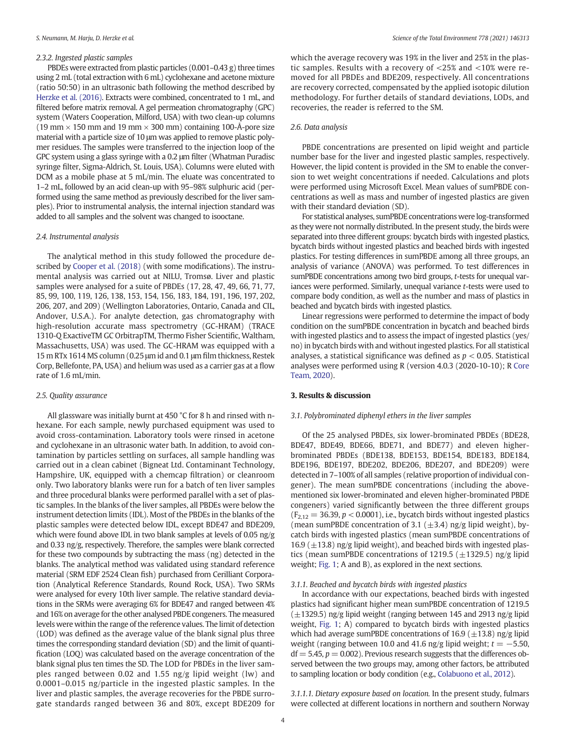#### 2.3.2. Ingested plastic samples

PBDEs were extracted from plastic particles (0.001–0.43 g) three times using 2 mL (total extraction with 6 mL) cyclohexane and acetone mixture (ratio 50:50) in an ultrasonic bath following the method described by Herzke et al. (2016). Extracts were combined, concentrated to 1 mL, and filtered before matrix removal. A gel permeation chromatography (GPC) system (Waters Cooperation, Milford, USA) with two clean-up columns (19 mm × 150 mm and 19 mm × 300 mm) containing 100-Å-pore size material with a particle size of 10 μm was applied to remove plastic polymer residues. The samples were transferred to the injection loop of the GPC system using a glass syringe with a 0.2 μm filter (Whatman Puradisc syringe filter, Sigma-Aldrich, St. Louis, USA). Columns were eluted with DCM as a mobile phase at 5 mL/min. The eluate was concentrated to 1–2 mL, followed by an acid clean-up with 95–98% sulphuric acid (performed using the same method as previously described for the liver samples). Prior to instrumental analysis, the internal injection standard was added to all samples and the solvent was changed to isooctane.

### 2.4. Instrumental analysis

The analytical method in this study followed the procedure described by Cooper et al. (2018) (with some modifications). The instrumental analysis was carried out at NILU, Tromsø. Liver and plastic samples were analysed for a suite of PBDEs (17, 28, 47, 49, 66, 71, 77, 85, 99, 100, 119, 126, 138, 153, 154, 156, 183, 184, 191, 196, 197, 202, 206, 207, and 209) (Wellington Laboratories, Ontario, Canada and CIL, Andover, U.S.A.). For analyte detection, gas chromatography with high-resolution accurate mass spectrometry (GC-HRAM) (TRACE 1310-Q ExactiveTM GC OrbitrapTM, Thermo Fisher Scientific, Waltham, Massachusetts, USA) was used. The GC-HRAM was equipped with a 15 m RTx 1614 MS column (0.25 μm id and 0.1 μm film thickness, Restek Corp, Bellefonte, PA, USA) and helium was used as a carrier gas at a flow rate of 1.6 mL/min.

### 2.5. Quality assurance

All glassware was initially burnt at 450 °C for 8 h and rinsed with n-hexane. For each sample, newly purchased equipment was used to avoid cross-contamination. Laboratory tools were rinsed in acetone and cyclohexane in an ultrasonic water bath. In addition, to avoid contamination by particles settling on surfaces, all sample handling was carried out in a clean cabinet (Bigneat Ltd. Contaminant Technology, Hampshire, UK, equipped with a chemcap filtration) or cleanroom only. Two laboratory blanks were run for a batch of ten liver samples and three procedural blanks were performed parallel with a set of plastic samples. In the blanks of the liver samples, all PBDEs were below the instrument detection limits (IDL). Most of the PBDEs in the blanks of the plastic samples were detected below IDL, except BDE47 and BDE209, which were found above IDL in two blank samples at levels of 0.05 ng/g and 0.33 ng/g, respectively. Therefore, the samples were blank corrected for these two compounds by subtracting the mass (ng) detected in the blanks. The analytical method was validated using standard reference material (SRM EDF 2524 Clean fish) purchased from Cerilliant Corporation (Analytical Reference Standards, Round Rock, USA). Two SRMs were analysed for every 10th liver sample. The relative standard deviations in the SRMs were averaging 6% for BDE47 and ranged between 4% and 16% on average for the other analysed PBDE congeners. The measured levels were within the range of the reference values. The limit of detection (LOD) was defined as the average value of the blank signal plus three times the corresponding standard deviation (SD) and the limit of quantification (LOQ) was calculated based on the average concentration of the blank signal plus ten times the SD. The LOD for PBDEs in the liver samples ranged between 0.02 and 1.55 ng/g lipid weight (lw) and 0.0001–0.015 ng/particle in the ingested plastic samples. In the liver and plastic samples, the average recoveries for the PBDE surrogate standards ranged between 36 and 80%, except BDE209 for which the average recovery was 19% in the liver and 25% in the plastic samples. Results with a recovery of <25% and <10% were removed for all PBDEs and BDE209, respectively. All concentrations are recovery corrected, compensated by the applied isotopic dilution methodology. For further details of standard deviations, LODs, and recoveries, the reader is referred to the SM.

### 2.6. Data analysis

PBDE concentrations are presented on lipid weight and particle number base for the liver and ingested plastic samples, respectively. However, the lipid content is provided in the SM to enable the conversion to wet weight concentrations if needed. Calculations and plots were performed using Microsoft Excel. Mean values of sumPBDE concentrations as well as mass and number of ingested plastics are given with their standard deviation (SD).

For statistical analyses, sumPBDE concentrations were log-transformed as they were not normally distributed. In the present study, the birds were separated into three different groups: bycatch birds with ingested plastics, bycatch birds without ingested plastics and beached birds with ingested plastics. For testing differences in sumPBDE among all three groups, an analysis of variance (ANOVA) was performed. To test differences in sumPBDE concentrations among two bird groups, *t*-tests for unequal variances were performed. Similarly, unequal variance *t*-tests were used to compare body condition, as well as the number and mass of plastics in beached and bycatch birds with ingested plastics.

Linear regressions were performed to determine the impact of body condition on the sumPBDE concentration in bycatch and beached birds with ingested plastics and to assess the impact of ingested plastics (yes/no) in bycatch birds with and without ingested plastics. For all statistical analyses, a statistical significance was defined as $p < 0.05$. Statistical analyses were performed using R (version 4.0.3 (2020-10-10); R Core Team, 2020).

## 3. Results & discussion

### 3.1. Polybrominated diphenyl ethers in the liver samples

Of the 25 analysed PBDEs, six lower-brominated PBDEs (BDE28, BDE47, BDE49, BDE66, BDE71, and BDE77) and eleven higher-brominated PBDEs (BDE138, BDE153, BDE154, BDE183, BDE184, BDE196, BDE197, BDE202, BDE206, BDE207, and BDE209) were detected in 7–100% of all samples (relative proportion of individual congener). The mean sumPBDE concentrations (including the above-mentioned six lower-brominated and eleven higher-brominated PBDE congeners) varied significantly between the three different groups ($F_{2,12} = 36.39$, $p < 0.0001$), i.e., bycatch birds without ingested plastics (mean sumPBDE concentration of 3.1 (±3.4) ng/g lipid weight), bycatch birds with ingested plastics (mean sumPBDE concentrations of 16.9 (±13.8) ng/g lipid weight), and beached birds with ingested plastics (mean sumPBDE concentrations of 1219.5 (±1329.5) ng/g lipid weight; Fig. 1; A and B), as explored in the next sections.

#### 3.1.1. Beached and bycatch birds with ingested plastics

In accordance with our expectations, beached birds with ingested plastics had significant higher mean sumPBDE concentration of 1219.5 (±1329.5) ng/g lipid weight (ranging between 145 and 2913 ng/g lipid weight, Fig. 1; A) compared to bycatch birds with ingested plastics which had average sumPBDE concentrations of 16.9 (±13.8) ng/g lipid weight (ranging between 10.0 and 41.6 ng/g lipid weight; $t = -5.50$, $df = 5.45$, $p = 0.002$). Previous research suggests that the differences observed between the two groups may, among other factors, be attributed to sampling location or body condition (e.g., Colabuono et al., 2012).

*3.1.1.1. Dietary exposure based on location.* In the present study, fulmars were collected at different locations in northern and southern Norway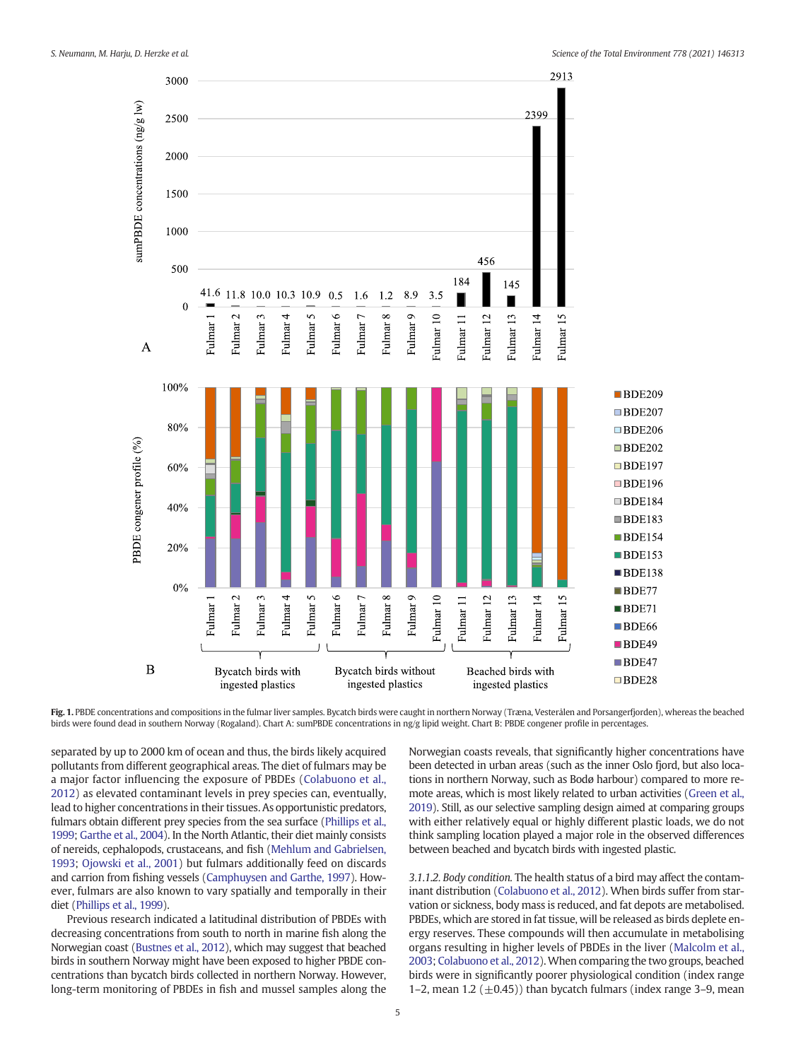Fig. 1. PBDE concentrations and compositions in the fulmar liver samples. Bycatch birds were caught in northern Norway (Træna, Vesterålen and Porsangerfjorden), whereas the beached birds were found dead in southern Norway (Rogaland). Chart A: sumPBDE concentrations in ng/g lipid weight. Chart B: PBDE congener profile in percentages.

separated by up to 2000 km of ocean and thus, the birds likely acquired pollutants from different geographical areas. The diet of fulmars may be a major factor influencing the exposure of PBDEs (Colabuono et al., 2012) as elevated contaminant levels in prey species can, eventually, lead to higher concentrations in their tissues. As opportunistic predators, fulmars obtain different prey species from the sea surface (Phillips et al., 1999; Garthe et al., 2004). In the North Atlantic, their diet mainly consists of nereids, cephalopods, crustaceans, and fish (Mehlum and Gabrielsen, 1993; Ojowski et al., 2001) but fulmars additionally feed on discards and carrion from fishing vessels (Camphuysen and Garthe, 1997). However, fulmars are also known to vary spatially and temporally in their diet (Phillips et al., 1999).

Previous research indicated a latitudinal distribution of PBDEs with decreasing concentrations from south to north in marine fish along the Norwegian coast (Bustnes et al., 2012), which may suggest that beached birds in southern Norway might have been exposed to higher PBDE concentrations than bycatch birds collected in northern Norway. However, long-term monitoring of PBDEs in fish and mussel samples along the Norwegian coasts reveals, that significantly higher concentrations have been detected in urban areas (such as the inner Oslo fjord, but also locations in northern Norway, such as Bodø harbour) compared to more remote areas, which is most likely related to urban activities (Green et al., 2019). Still, as our selective sampling design aimed at comparing groups with either relatively equal or highly different plastic loads, we do not think sampling location played a major role in the observed differences between beached and bycatch birds with ingested plastic.

*3.1.1.2. Body condition.* The health status of a bird may affect the contaminant distribution (Colabuono et al., 2012). When birds suffer from starvation or sickness, body mass is reduced, and fat depots are metabolised. PBDEs, which are stored in fat tissue, will be released as birds deplete energy reserves. These compounds will then accumulate in metabolising organs resulting in higher levels of PBDEs in the liver (Malcolm et al., 2003; Colabuono et al., 2012). When comparing the two groups, beached birds were in significantly poorer physiological condition (index range 1–2, mean 1.2 (±0.45)) than bycatch fulmars (index range 3–9, mean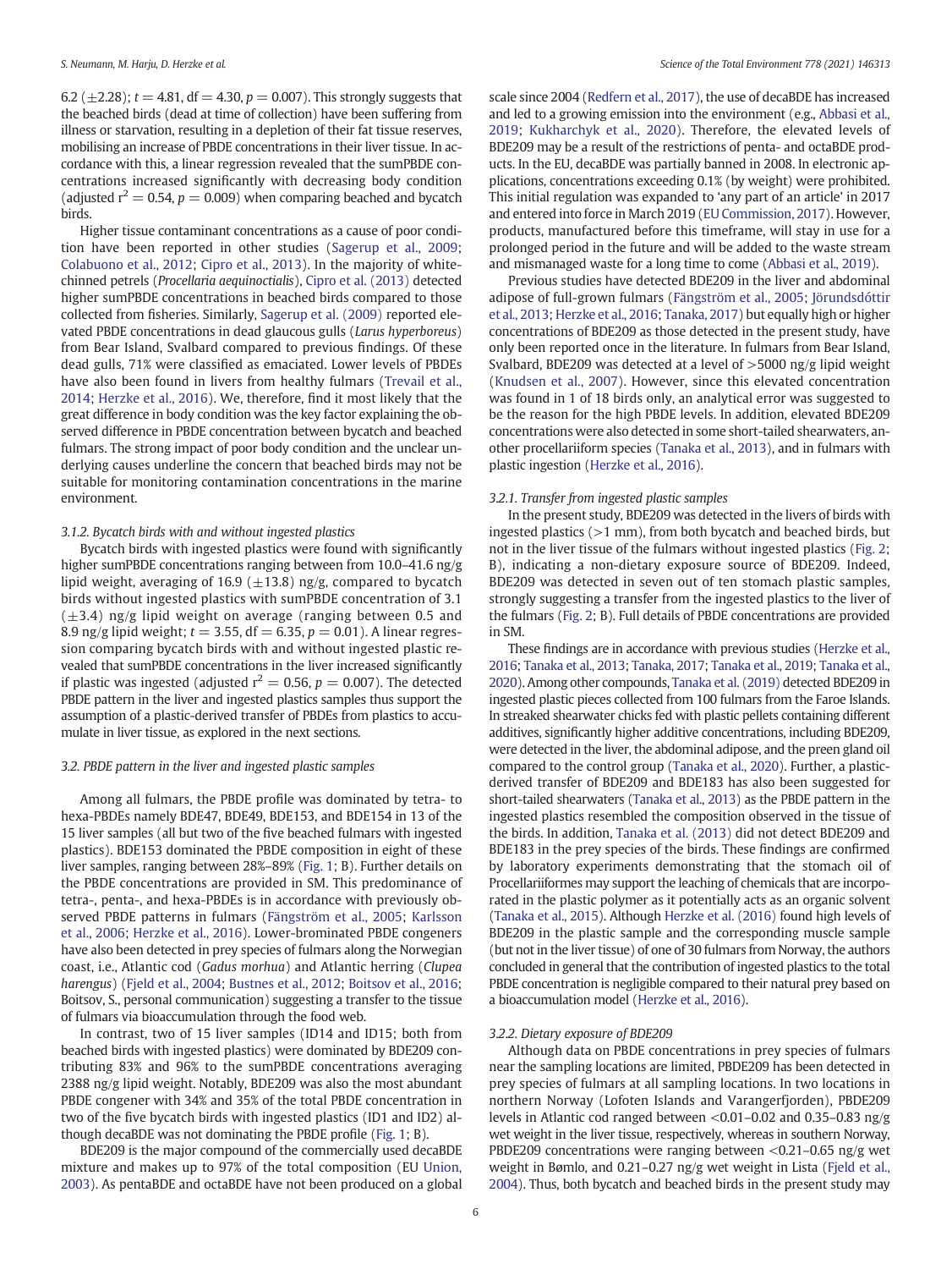6.2 ($\pm$2.28); $t = 4.81$, df $= 4.30$, $p = 0.007$). This strongly suggests that the beached birds (dead at time of collection) have been suffering from illness or starvation, resulting in a depletion of their fat tissue reserves, mobilising an increase of PBDE concentrations in their liver tissue. In accordance with this, a linear regression revealed that the sumPBDE concentrations increased significantly with decreasing body condition (adjusted $r^2 = 0.54$, $p = 0.009$) when comparing beached and bycatch birds.

Higher tissue contaminant concentrations as a cause of poor condition have been reported in other studies (Sagerup et al., 2009; Colabuono et al., 2012; Cipro et al., 2013). In the majority of white-chinned petrels (*Procellaria aequinoctialis*), Cipro et al. (2013) detected higher sumPBDE concentrations in beached birds compared to those collected from fisheries. Similarly, Sagerup et al. (2009) reported elevated PBDE concentrations in dead glaucous gulls (*Larus hyperboreus*) from Bear Island, Svalbard compared to previous findings. Of these dead gulls, 71% were classified as emaciated. Lower levels of PBDEs have also been found in livers from healthy fulmars (Trevail et al., 2014; Herzke et al., 2016). We, therefore, find it most likely that the great difference in body condition was the key factor explaining the observed difference in PBDE concentration between bycatch and beached fulmars. The strong impact of poor body condition and the unclear underlying causes underline the concern that beached birds may not be suitable for monitoring contamination concentrations in the marine environment.

#### 3.1.2. Bycatch birds with and without ingested plastics

Bycatch birds with ingested plastics were found with significantly higher sumPBDE concentrations ranging between from 10.0–41.6 ng/g lipid weight, averaging of 16.9 ($\pm$13.8) ng/g, compared to bycatch birds without ingested plastics with sumPBDE concentration of 3.1 ($\pm$3.4) ng/g lipid weight on average (ranging between 0.5 and 8.9 ng/g lipid weight; $t = 3.55$, df $= 6.35$, $p = 0.01$). A linear regression comparing bycatch birds with and without ingested plastic revealed that sumPBDE concentrations in the liver increased significantly if plastic was ingested (adjusted $r^2 = 0.56$, $p = 0.007$). The detected PBDE pattern in the liver and ingested plastics samples thus support the assumption of a plastic-derived transfer of PBDEs from plastics to accumulate in liver tissue, as explored in the next sections.

### 3.2. PBDE pattern in the liver and ingested plastic samples

Among all fulmars, the PBDE profile was dominated by tetra- to hexa-PBDEs namely BDE47, BDE49, BDE153, and BDE154 in 13 of the 15 liver samples (all but two of the five beached fulmars with ingested plastics). BDE153 dominated the PBDE composition in eight of these liver samples, ranging between 28%–89% (Fig. 1; B). Further details on the PBDE concentrations are provided in SM. This predominance of tetra-, penta-, and hexa-PBDEs is in accordance with previously observed PBDE patterns in fulmars (Fängström et al., 2005; Karlsson et al., 2006; Herzke et al., 2016). Lower-brominated PBDE congeners have also been detected in prey species of fulmars along the Norwegian coast, i.e., Atlantic cod (*Gadus morhua*) and Atlantic herring (*Clupea harengus*) (Fjeld et al., 2004; Bustnes et al., 2012; Boitsov et al., 2016; Boitsov, S., personal communication) suggesting a transfer to the tissue of fulmars via bioaccumulation through the food web.

In contrast, two of 15 liver samples (ID14 and ID15; both from beached birds with ingested plastics) were dominated by BDE209 contributing 83% and 96% to the sumPBDE concentrations averaging 2388 ng/g lipid weight. Notably, BDE209 was also the most abundant PBDE congener with 34% and 35% of the total PBDE concentration in two of the five bycatch birds with ingested plastics (ID1 and ID2) although decaBDE was not dominating the PBDE profile (Fig. 1; B).

BDE209 is the major compound of the commercially used decaBDE mixture and makes up to 97% of the total composition (EU Union, 2003). As pentaBDE and octaBDE have not been produced on a global scale since 2004 (Redfern et al., 2017), the use of decaBDE has increased and led to a growing emission into the environment (e.g., Abbasi et al., 2019; Kukharchyk et al., 2020). Therefore, the elevated levels of BDE209 may be a result of the restrictions of penta- and octaBDE products. In the EU, decaBDE was partially banned in 2008. In electronic applications, concentrations exceeding 0.1% (by weight) were prohibited. This initial regulation was expanded to 'any part of an article' in 2017 and entered into force in March 2019 (EU Commission, 2017). However, products, manufactured before this timeframe, will stay in use for a prolonged period in the future and will be added to the waste stream and mismanaged waste for a long time to come (Abbasi et al., 2019).

Previous studies have detected BDE209 in the liver and abdominal adipose of full-grown fulmars (Fängström et al., 2005; Jörundsdóttir et al., 2013; Herzke et al., 2016; Tanaka, 2017) but equally high or higher concentrations of BDE209 as those detected in the present study, have only been reported once in the literature. In fulmars from Bear Island, Svalbard, BDE209 was detected at a level of >5000 ng/g lipid weight (Knudsen et al., 2007). However, since this elevated concentration was found in 1 of 18 birds only, an analytical error was suggested to be the reason for the high PBDE levels. In addition, elevated BDE209 concentrations were also detected in some short-tailed shearwaters, another procellariiform species (Tanaka et al., 2013), and in fulmars with plastic ingestion (Herzke et al., 2016).

#### 3.2.1. Transfer from ingested plastic samples

In the present study, BDE209 was detected in the livers of birds with ingested plastics (>1 mm), from both bycatch and beached birds, but not in the liver tissue of the fulmars without ingested plastics (Fig. 2; B), indicating a non-dietary exposure source of BDE209. Indeed, BDE209 was detected in seven out of ten stomach plastic samples, strongly suggesting a transfer from the ingested plastics to the liver of the fulmars (Fig. 2; B). Full details of PBDE concentrations are provided in SM.

These findings are in accordance with previous studies (Herzke et al., 2016; Tanaka et al., 2013; Tanaka, 2017; Tanaka et al., 2019; Tanaka et al., 2020). Among other compounds, Tanaka et al. (2019) detected BDE209 in ingested plastic pieces collected from 100 fulmars from the Faroe Islands. In streaked shearwater chicks fed with plastic pellets containing different additives, significantly higher additive concentrations, including BDE209, were detected in the liver, the abdominal adipose, and the preen gland oil compared to the control group (Tanaka et al., 2020). Further, a plastic-derived transfer of BDE209 and BDE183 has also been suggested for short-tailed shearwaters (Tanaka et al., 2013) as the PBDE pattern in the ingested plastics resembled the composition observed in the tissue of the birds. In addition, Tanaka et al. (2013) did not detect BDE209 and BDE183 in the prey species of the birds. These findings are confirmed by laboratory experiments demonstrating that the stomach oil of Procellariiformes may support the leaching of chemicals that are incorporated in the plastic polymer as it potentially acts as an organic solvent (Tanaka et al., 2015). Although Herzke et al. (2016) found high levels of BDE209 in the plastic sample and the corresponding muscle sample (but not in the liver tissue) of one of 30 fulmars from Norway, the authors concluded in general that the contribution of ingested plastics to the total PBDE concentration is negligible compared to their natural prey based on a bioaccumulation model (Herzke et al., 2016).

#### 3.2.2. Dietary exposure of BDE209

Although data on PBDE concentrations in prey species of fulmars near the sampling locations are limited, PBDE209 has been detected in prey species of fulmars at all sampling locations. In two locations in northern Norway (Lofoten Islands and Varangerfjorden), PBDE209 levels in Atlantic cod ranged between <0.01–0.02 and 0.35–0.83 ng/g wet weight in the liver tissue, respectively, whereas in southern Norway, PBDE209 concentrations were ranging between <0.21–0.65 ng/g wet weight in Bømlo, and 0.21–0.27 ng/g wet weight in Lista (Fjeld et al., 2004). Thus, both bycatch and beached birds in the present study may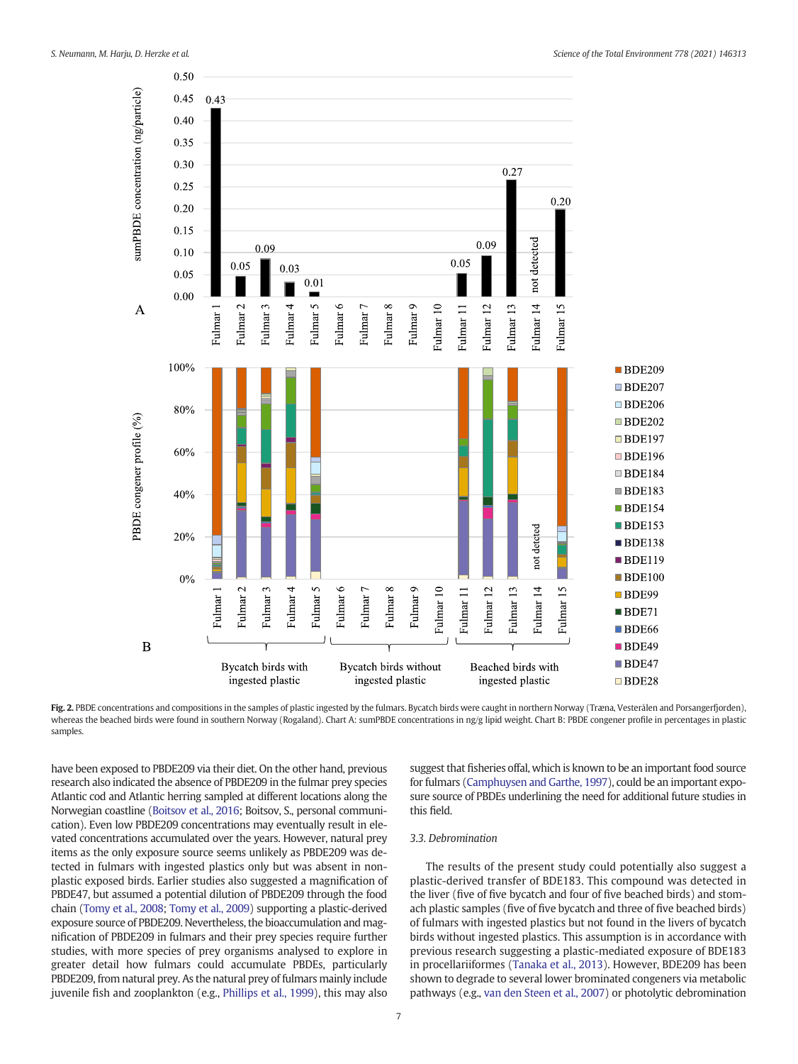**Fig. 2.** PBDE concentrations and compositions in the samples of plastic ingested by the fulmars. Bycatch birds were caught in northern Norway (Træna, Vesterålen and Porsangerfjorden), whereas the beached birds were found in southern Norway (Rogaland). Chart A: sumPBDE concentrations in ng/g lipid weight. Chart B: PBDE congener profile in percentages in plastic samples.

have been exposed to PBDE209 via their diet. On the other hand, previous research also indicated the absence of PBDE209 in the fulmar prey species Atlantic cod and Atlantic herring sampled at different locations along the Norwegian coastline (Boitsov et al., 2016; Boitsov, S., personal communication). Even low PBDE209 concentrations may eventually result in elevated concentrations accumulated over the years. However, natural prey items as the only exposure source seems unlikely as PBDE209 was detected in fulmars with ingested plastics only but was absent in non-plastic exposed birds. Earlier studies also suggested a magnification of PBDE47, but assumed a potential dilution of PBDE209 through the food chain (Tomy et al., 2008; Tomy et al., 2009) supporting a plastic-derived exposure source of PBDE209. Nevertheless, the bioaccumulation and magnification of PBDE209 in fulmars and their prey species require further studies, with more species of prey organisms analysed to explore in greater detail how fulmars could accumulate PBDEs, particularly PBDE209, from natural prey. As the natural prey of fulmars mainly include juvenile fish and zooplankton (e.g., Phillips et al., 1999), this may also suggest that fisheries offal, which is known to be an important food source for fulmars (Camphuysen and Garthe, 1997), could be an important exposure source of PBDEs underlining the need for additional future studies in this field.

### 3.3. Debromination

The results of the present study could potentially also suggest a plastic-derived transfer of BDE183. This compound was detected in the liver (five of five bycatch and four of five beached birds) and stomach plastic samples (five of five bycatch and three of five beached birds) of fulmars with ingested plastics but not found in the livers of bycatch birds without ingested plastics. This assumption is in accordance with previous research suggesting a plastic-mediated exposure of BDE183 in procellariiformes (Tanaka et al., 2013). However, BDE209 has been shown to degrade to several lower brominated congeners via metabolic pathways (e.g., van den Steen et al., 2007) or photolytic debromination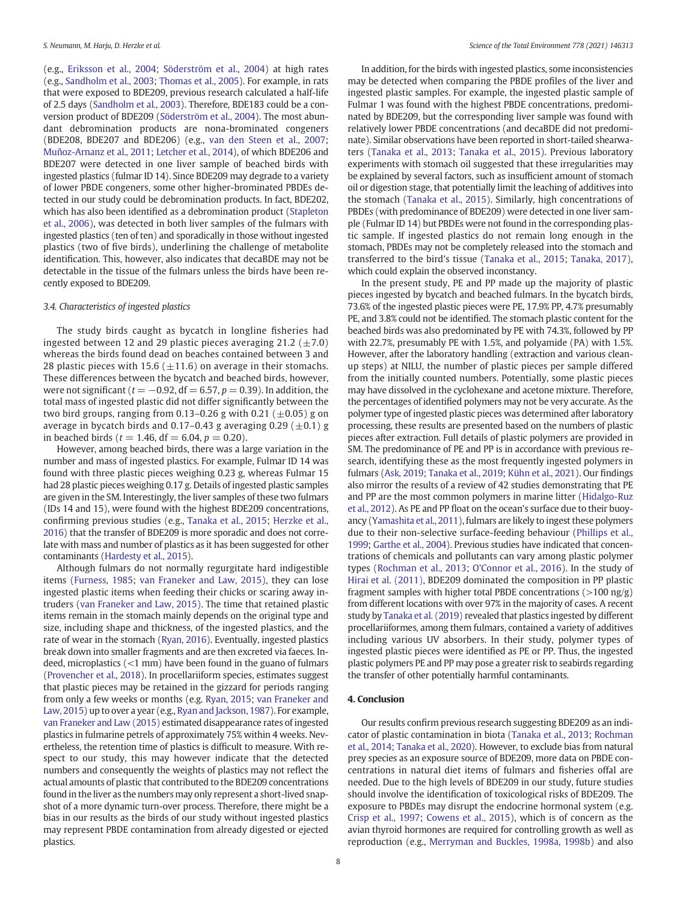(e.g., Eriksson et al., 2004; Söderström et al., 2004) at high rates (e.g., Sandholm et al., 2003; Thomas et al., 2005). For example, in rats that were exposed to BDE209, previous research calculated a half-life of 2.5 days (Sandholm et al., 2003). Therefore, BDE183 could be a conversion product of BDE209 (Söderström et al., 2004). The most abundant debromination products are nona-brominated congeners (BDE208, BDE207 and BDE206) (e.g., van den Steen et al., 2007; Muñoz-Arnanz et al., 2011; Letcher et al., 2014), of which BDE206 and BDE207 were detected in one liver sample of beached birds with ingested plastics (fulmar ID 14). Since BDE209 may degrade to a variety of lower PBDE congeners, some other higher-brominated PBDEs detected in our study could be debromination products. In fact, BDE202, which has also been identified as a debromination product (Stapleton et al., 2006), was detected in both liver samples of the fulmars with ingested plastics (ten of ten) and sporadically in those without ingested plastics (two of five birds), underlining the challenge of metabolite identification. This, however, also indicates that decaBDE may not be detectable in the tissue of the fulmars unless the birds have been recently exposed to BDE209.

### 3.4. Characteristics of ingested plastics

The study birds caught as bycatch in longline fisheries had ingested between 12 and 29 plastic pieces averaging 21.2 ($\pm$7.0) whereas the birds found dead on beaches contained between 3 and 28 plastic pieces with 15.6 ($\pm$11.6) on average in their stomachs. These differences between the bycatch and beached birds, however, were not significant ($t = -0.92$, df $= 6.57$, $p = 0.39$). In addition, the total mass of ingested plastic did not differ significantly between the two bird groups, ranging from 0.13–0.26 g with 0.21 ($\pm$0.05) g on average in bycatch birds and 0.17–0.43 g averaging 0.29 ($\pm$0.1) g in beached birds ($t = 1.46$, df $= 6.04$, $p = 0.20$).

However, among beached birds, there was a large variation in the number and mass of ingested plastics. For example, Fulmar ID 14 was found with three plastic pieces weighing 0.23 g, whereas Fulmar 15 had 28 plastic pieces weighing 0.17 g. Details of ingested plastic samples are given in the SM. Interestingly, the liver samples of these two fulmars (IDs 14 and 15), were found with the highest BDE209 concentrations, confirming previous studies (e.g., Tanaka et al., 2015; Herzke et al., 2016) that the transfer of BDE209 is more sporadic and does not correlate with mass and number of plastics as it has been suggested for other contaminants (Hardesty et al., 2015).

Although fulmars do not normally regurgitate hard indigestible items (Furness, 1985; van Franeker and Law, 2015), they can lose ingested plastic items when feeding their chicks or scaring away intruders (van Franeker and Law, 2015). The time that retained plastic items remain in the stomach mainly depends on the original type and size, including shape and thickness, of the ingested plastics, and the rate of wear in the stomach (Ryan, 2016). Eventually, ingested plastics break down into smaller fragments and are then excreted via faeces. Indeed, microplastics (<1 mm) have been found in the guano of fulmars (Provencher et al., 2018). In procellariiform species, estimates suggest that plastic pieces may be retained in the gizzard for periods ranging from only a few weeks or months (e.g. Ryan, 2015; van Franeker and Law, 2015) up to over a year (e.g., Ryan and Jackson, 1987). For example, van Franeker and Law (2015) estimated disappearance rates of ingested plastics in fulmarine petrels of approximately 75% within 4 weeks. Nevertheless, the retention time of plastics is difficult to measure. With respect to our study, this may however indicate that the detected numbers and consequently the weights of plastics may not reflect the actual amounts of plastic that contributed to the BDE209 concentrations found in the liver as the numbers may only represent a short-lived snapshot of a more dynamic turn-over process. Therefore, there might be a bias in our results as the birds of our study without ingested plastics may represent PBDE contamination from already digested or ejected plastics.

In addition, for the birds with ingested plastics, some inconsistencies may be detected when comparing the PBDE profiles of the liver and ingested plastic samples. For example, the ingested plastic sample of Fulmar 1 was found with the highest PBDE concentrations, predominated by BDE209, but the corresponding liver sample was found with relatively lower PBDE concentrations (and decaBDE did not predominate). Similar observations have been reported in short-tailed shearwaters (Tanaka et al., 2013; Tanaka et al., 2015). Previous laboratory experiments with stomach oil suggested that these irregularities may be explained by several factors, such as insufficient amount of stomach oil or digestion stage, that potentially limit the leaching of additives into the stomach (Tanaka et al., 2015). Similarly, high concentrations of PBDEs (with predominance of BDE209) were detected in one liver sample (Fulmar ID 14) but PBDEs were not found in the corresponding plastic sample. If ingested plastics do not remain long enough in the stomach, PBDEs may not be completely released into the stomach and transferred to the bird's tissue (Tanaka et al., 2015; Tanaka, 2017), which could explain the observed inconstancy.

In the present study, PE and PP made up the majority of plastic pieces ingested by bycatch and beached fulmars. In the bycatch birds, 73.6% of the ingested plastic pieces were PE, 17.9% PP, 4.7% presumably PE, and 3.8% could not be identified. The stomach plastic content for the beached birds was also predominated by PE with 74.3%, followed by PP with 22.7%, presumably PE with 1.5%, and polyamide (PA) with 1.5%. However, after the laboratory handling (extraction and various clean-up steps) at NILU, the number of plastic pieces per sample differed from the initially counted numbers. Potentially, some plastic pieces may have dissolved in the cyclohexane and acetone mixture. Therefore, the percentages of identified polymers may not be very accurate. As the polymer type of ingested plastic pieces was determined after laboratory processing, these results are presented based on the numbers of plastic pieces after extraction. Full details of plastic polymers are provided in SM. The predominance of PE and PP is in accordance with previous research, identifying these as the most frequently ingested polymers in fulmars (Ask, 2019; Tanaka et al., 2019; Kühn et al., 2021). Our findings also mirror the results of a review of 42 studies demonstrating that PE and PP are the most common polymers in marine litter (Hidalgo-Ruz et al., 2012). As PE and PP float on the ocean's surface due to their buoyancy (Yamashita et al., 2011), fulmars are likely to ingest these polymers due to their non-selective surface-feeding behaviour (Phillips et al., 1999; Garthe et al., 2004). Previous studies have indicated that concentrations of chemicals and pollutants can vary among plastic polymer types (Rochman et al., 2013; O'Connor et al., 2016). In the study of Hirai et al. (2011), BDE209 dominated the composition in PP plastic fragment samples with higher total PBDE concentrations (>100 ng/g) from different locations with over 97% in the majority of cases. A recent study by Tanaka et al. (2019) revealed that plastics ingested by different procellariiformes, among them fulmars, contained a variety of additives including various UV absorbers. In their study, polymer types of ingested plastic pieces were identified as PE or PP. Thus, the ingested plastic polymers PE and PP may pose a greater risk to seabirds regarding the transfer of other potentially harmful contaminants.

## 4. Conclusion

Our results confirm previous research suggesting BDE209 as an indicator of plastic contamination in biota (Tanaka et al., 2013; Rochman et al., 2014; Tanaka et al., 2020). However, to exclude bias from natural prey species as an exposure source of BDE209, more data on PBDE concentrations in natural diet items of fulmars and fisheries offal are needed. Due to the high levels of BDE209 in our study, future studies should involve the identification of toxicological risks of BDE209. The exposure to PBDEs may disrupt the endocrine hormonal system (e.g. Crisp et al., 1997; Cowens et al., 2015), which is of concern as the avian thyroid hormones are required for controlling growth as well as reproduction (e.g., Merryman and Buckles, 1998a, 1998b) and also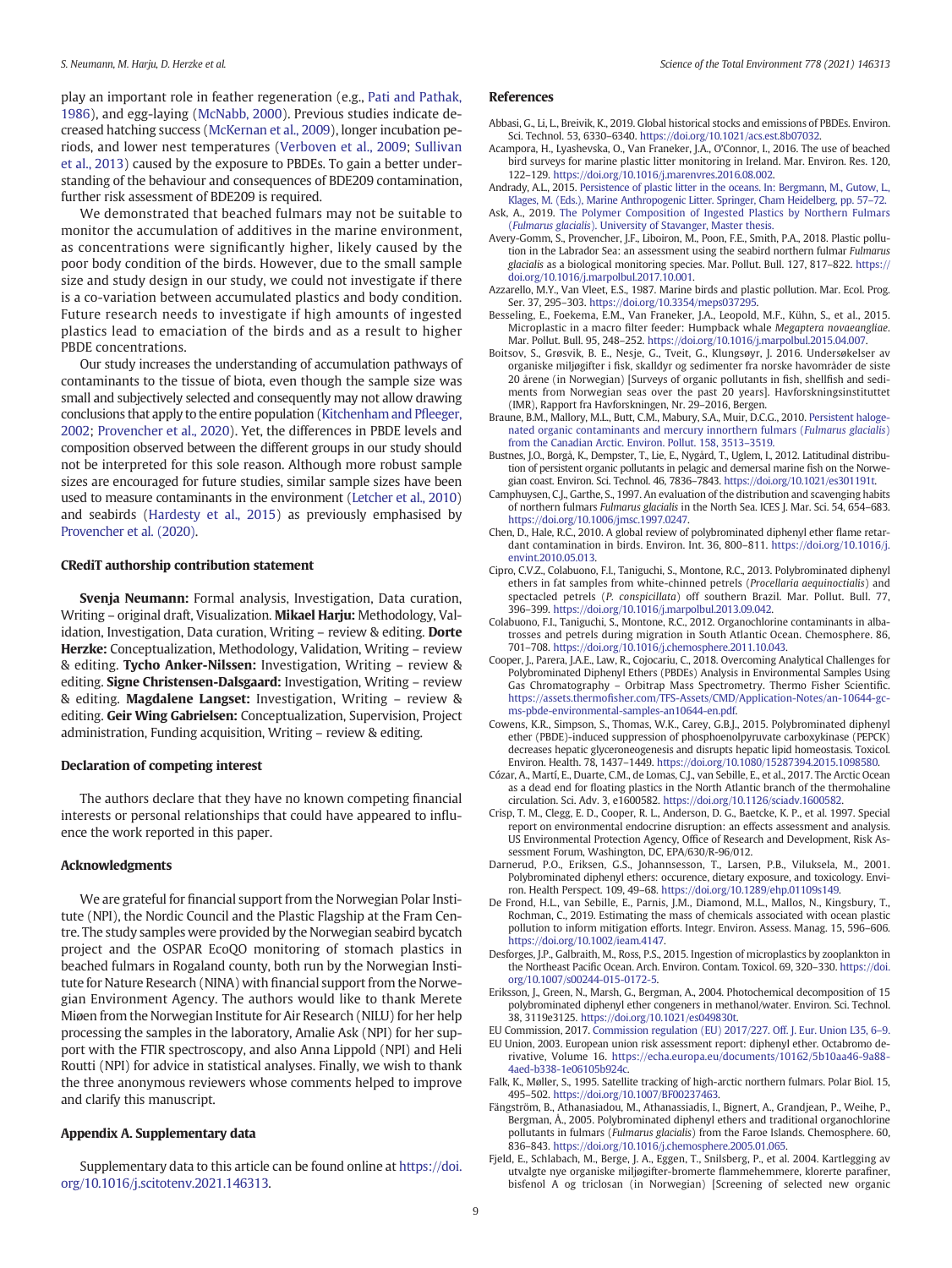play an important role in feather regeneration (e.g., Pati and Pathak, 1986), and egg-laying (McNabb, 2000). Previous studies indicate decreased hatching success (McKernan et al., 2009), longer incubation periods, and lower nest temperatures (Verboven et al., 2009; Sullivan et al., 2013) caused by the exposure to PBDEs. To gain a better understanding of the behaviour and consequences of BDE209 contamination, further risk assessment of BDE209 is required.

We demonstrated that beached fulmars may not be suitable to monitor the accumulation of additives in the marine environment, as concentrations were significantly higher, likely caused by the poor body condition of the birds. However, due to the small sample size and study design in our study, we could not investigate if there is a co-variation between accumulated plastics and body condition. Future research needs to investigate if high amounts of ingested plastics lead to emaciation of the birds and as a result to higher PBDE concentrations.

Our study increases the understanding of accumulation pathways of contaminants to the tissue of biota, even though the sample size was small and subjectively selected and consequently may not allow drawing conclusions that apply to the entire population (Kitchenham and Pfleeger, 2002; Provencher et al., 2020). Yet, the differences in PBDE levels and composition observed between the different groups in our study should not be interpreted for this sole reason. Although more robust sample sizes are encouraged for future studies, similar sample sizes have been used to measure contaminants in the environment (Letcher et al., 2010) and seabirds (Hardesty et al., 2015) as previously emphasised by Provencher et al. (2020).

## CRediT authorship contribution statement

**Svenja Neumann:** Formal analysis, Investigation, Data curation, Writing – original draft, Visualization. **Mikael Harju:** Methodology, Validation, Investigation, Data curation, Writing – review & editing. **Dorte Herzke:** Conceptualization, Methodology, Validation, Writing – review & editing. **Tycho Anker-Nilssen:** Investigation, Writing – review & editing. **Signe Christensen-Dalsgaard:** Investigation, Writing – review & editing. **Magdalene Langset:** Investigation, Writing – review & editing. **Geir Wing Gabrielsen:** Conceptualization, Supervision, Project administration, Funding acquisition, Writing – review & editing.

## Declaration of competing interest

The authors declare that they have no known competing financial interests or personal relationships that could have appeared to influence the work reported in this paper.

## Acknowledgments

We are grateful for financial support from the Norwegian Polar Institute (NPI), the Nordic Council and the Plastic Flagship at the Fram Centre. The study samples were provided by the Norwegian seabird bycatch project and the OSPAR EcoQO monitoring of stomach plastics in beached fulmars in Rogaland county, both run by the Norwegian Institute for Nature Research (NINA) with financial support from the Norwegian Environment Agency. The authors would like to thank Merete Miøen from the Norwegian Institute for Air Research (NILU) for her help processing the samples in the laboratory, Amalie Ask (NPI) for her support with the FTIR spectroscopy, and also Anna Lippold (NPI) and Heli Routti (NPI) for advice in statistical analyses. Finally, we wish to thank the three anonymous reviewers whose comments helped to improve and clarify this manuscript.

## Appendix A. Supplementary data

Supplementary data to this article can be found online at https://doi.org/10.1016/j.scitotenv.2021.146313.

## References

Abbasi, G., Li, L., Breivik, K., 2019. Global historical stocks and emissions of PBDEs. Environ. Sci. Technol. 53, 6330–6340. https://doi.org/10.1021/acs.est.8b07032.

Acampora, H., Lyashevska, O., Van Franeker, J.A., O'Connor, I., 2016. The use of beached bird surveys for marine plastic litter monitoring in Ireland. Mar. Environ. Res. 120, 122–129. https://doi.org/10.1016/j.marenvres.2016.08.002.

Andrady, A.L., 2015. Persistence of plastic litter in the oceans. In: Bergmann, M., Gutow, L., Klages, M. (Eds.), Marine Anthropogenic Litter. Springer, Cham Heidelberg, pp. 57–72.

Ask, A., 2019. The Polymer Composition of Ingested Plastics by Northern Fulmars (*Fulmarus glacialis*). University of Stavanger, Master thesis.

Avery-Gomm, S., Provencher, J.F., Liboiron, M., Poon, F.E., Smith, P.A., 2018. Plastic pollution in the Labrador Sea: an assessment using the seabird northern fulmar *Fulmarus glacialis* as a biological monitoring species. Mar. Pollut. Bull. 127, 817–822. https://doi.org/10.1016/j.marpolbul.2017.10.001.

Azzarello, M.Y., Van Vleet, E.S., 1987. Marine birds and plastic pollution. Mar. Ecol. Prog. Ser. 37, 295–303. https://doi.org/10.3354/meps037295.

Besseling, E., Foekema, E.M., Van Franeker, J.A., Leopold, M.F., Kühn, S., et al., 2015. Microplastic in a macro filter feeder: Humpback whale *Megaptera novaeangliae*. Mar. Pollut. Bull. 95, 248–252. https://doi.org/10.1016/j.marpolbul.2015.04.007.

Boitsov, S., Grøsvik, B. E., Nesje, G., Tveit, G., Klungsøyr, J. 2016. Undersøkelser av organiske miljøgifter i fisk, skalldyr og sedimenter fra norske havområder de siste 20 årene (in Norwegian) [Surveys of organic pollutants in fish, shellfish and sediments from Norwegian seas over the past 20 years]. Havforskningsinstituttet (IMR), Rapport fra Havforskningen, Nr. 29–2016, Bergen.

Braune, B.M., Mallory, M.L., Butt, C.M., Mabury, S.A., Muir, D.C.G., 2010. Persistent halogenated organic contaminants and mercury innorthern fulmars (*Fulmarus glacialis*) from the Canadian Arctic. Environ. Pollut. 158, 3513–3519.

Bustnes, J.O., Borgå, K., Dempster, T., Lie, E., Nygård, T., Uglem, I., 2012. Latitudinal distribution of persistent organic pollutants in pelagic and demersal marine fish on the Norwegian coast. Environ. Sci. Technol. 46, 7836–7843. https://doi.org/10.1021/es301191t.

Camphuysen, C.J., Garthe, S., 1997. An evaluation of the distribution and scavenging habits of northern fulmars *Fulmarus glacialis* in the North Sea. ICES J. Mar. Sci. 54, 654–683. https://doi.org/10.1006/jmsc.1997.0247.

Chen, D., Hale, R.C., 2010. A global review of polybrominated diphenyl ether flame retardant contamination in birds. Environ. Int. 36, 800–811. https://doi.org/10.1016/j.envint.2010.05.013.

Cipro, C.V.Z., Colabuono, F.I., Taniguchi, S., Montone, R.C., 2013. Polybrominated diphenyl ethers in fat samples from white-chinned petrels (*Procellaria aequinoctialis*) and spectacled petrels (*P. conspicillata*) off southern Brazil. Mar. Pollut. Bull. 77, 396–399. https://doi.org/10.1016/j.marpolbul.2013.09.042.

Colabuono, F.I., Taniguchi, S., Montone, R.C., 2012. Organochlorine contaminants in albatrosses and petrels during migration in South Atlantic Ocean. Chemosphere. 86, 701–708. https://doi.org/10.1016/j.chemosphere.2011.10.043.

Cooper, J., Parera, J.A.E., Law, R., Cojocariu, C., 2018. Overcoming Analytical Challenges for Polybrominated Diphenyl Ethers (PBDEs) Analysis in Environmental Samples Using Gas Chromatography – Orbitrap Mass Spectrometry. Thermo Fisher Scientific. https://assets.thermofisher.com/TFS-Assets/CMD/Application-Notes/an-10644-gc-ms-pbde-environmental-samples-an10644-en.pdf.

Cowens, K.R., Simpson, S., Thomas, W.K., Carey, G.B.J., 2015. Polybrominated diphenyl ether (PBDE)-induced suppression of phosphoenolpyruvate carboxykinase (PEPCK) decreases hepatic glyceroneogenesis and disrupts hepatic lipid homeostasis. Toxicol. Environ. Health. 78, 1437–1449. https://doi.org/10.1080/15287394.2015.1098580.

Cózar, A., Martí, E., Duarte, C.M., de Lomas, C.J., van Sebille, E., et al., 2017. The Arctic Ocean as a dead end for floating plastics in the North Atlantic branch of the thermohaline circulation. Sci. Adv. 3, e1600582. https://doi.org/10.1126/sciadv.1600582.

Crisp, T. M., Clegg, E. D., Cooper, R. L., Anderson, D. G., Baetcke, K. P., et al. 1997. Special report on environmental endocrine disruption: an effects assessment and analysis. US Environmental Protection Agency, Office of Research and Development, Risk Assessment Forum, Washington, DC, EPA/630/R-96/012.

Darnerud, P.O., Eriksen, G.S., Johannsesson, T., Larsen, P.B., Viluksela, M., 2001. Polybrominated diphenyl ethers: occurence, dietary exposure, and toxicology. Environ. Health Perspect. 109, 49–68. https://doi.org/10.1289/ehp.01109s149.

De Frond, H.L., van Sebille, E., Parnis, J.M., Diamond, M.L., Mallos, N., Kingsbury, T., Rochman, C., 2019. Estimating the mass of chemicals associated with ocean plastic pollution to inform mitigation efforts. Integr. Environ. Assess. Manag. 15, 596–606. https://doi.org/10.1002/ieam.4147.

Desforges, J.P., Galbraith, M., Ross, P.S., 2015. Ingestion of microplastics by zooplankton in the Northeast Pacific Ocean. Arch. Environ. Contam. Toxicol. 69, 320–330. https://doi.org/10.1007/s00244-015-0172-5.

Eriksson, J., Green, N., Marsh, G., Bergman, A., 2004. Photochemical decomposition of 15 polybrominated diphenyl ether congeners in methanol/water. Environ. Sci. Technol. 38, 3119e3125. https://doi.org/10.1021/es049830t.

EU Commission, 2017. Commission regulation (EU) 2017/227. Off. J. Eur. Union L35, 6–9.

EU Union, 2003. European union risk assessment report: diphenyl ether. Octabromo derivative, Volume 16. https://echa.europa.eu/documents/10162/5b10aa46-9a88-4aed-b338-1e06105b924c.

Falk, K., Møller, S., 1995. Satellite tracking of high-arctic northern fulmars. Polar Biol. 15, 495–502. https://doi.org/10.1007/BF00237463.

Fängström, B., Athanasiadou, M., Athanassiadis, I., Bignert, A., Grandjean, P., Weihe, P., Bergman, Å., 2005. Polybrominated diphenyl ethers and traditional organochlorine pollutants in fulmars (*Fulmarus glacialis*) from the Faroe Islands. Chemosphere. 60, 836–843. https://doi.org/10.1016/j.chemosphere.2005.01.065.

Fjeld, E., Schlabach, M., Berge, J. A., Eggen, T., Snilsberg, P., et al. 2004. Kartlegging av utvalgte nye organiske miljøgifter-bromerte flammehemmere, klorerte parafiner, bisfenol A og triclosan (in Norwegian) [Screening of selected new organic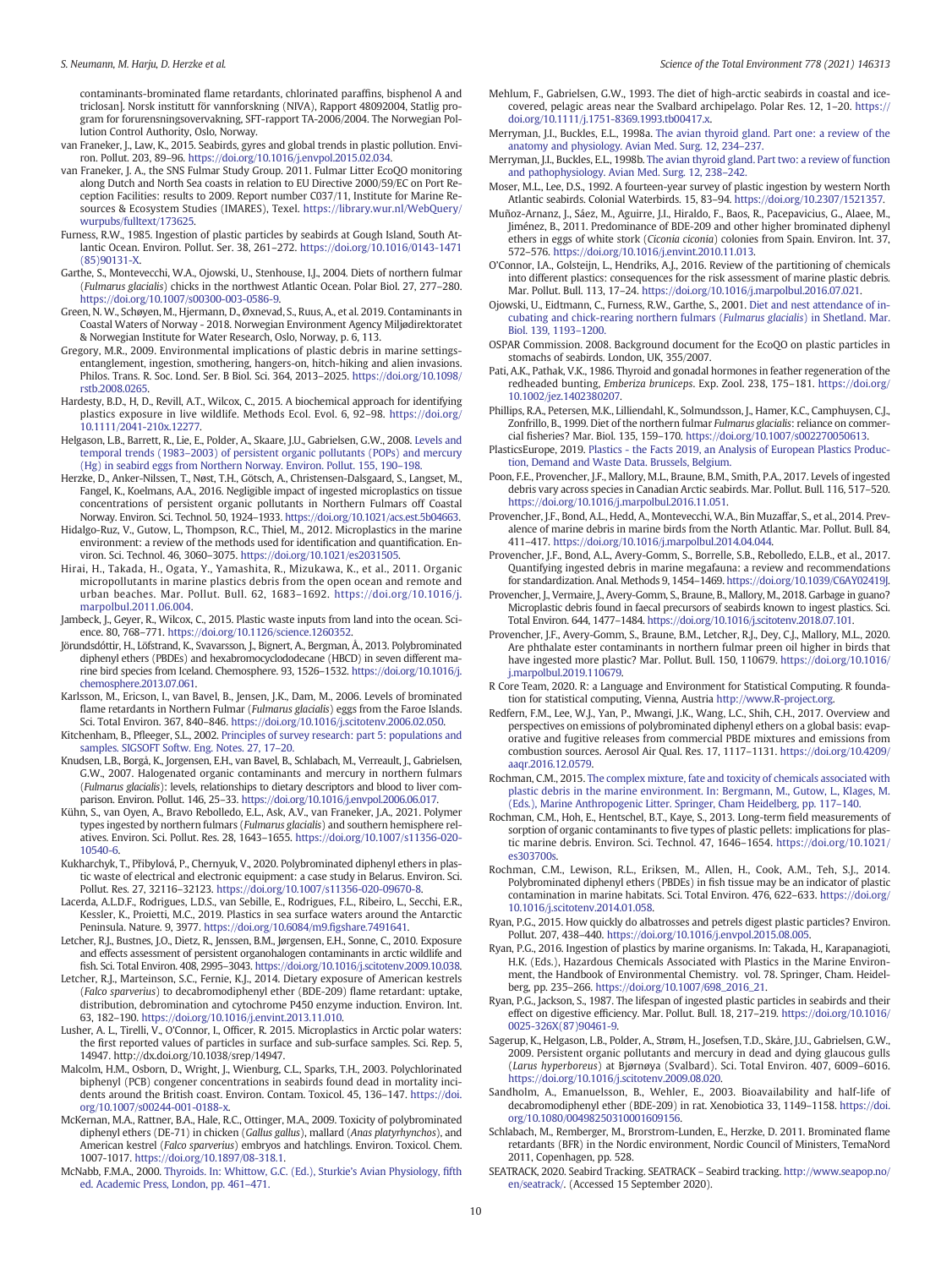contaminants-brominated flame retardants, chlorinated paraffins, bisphenol A and triclosan]. Norsk institutt för vannforskning (NIVA), Rapport 48092004, Statlig program for forurensningsovervakning, SFT-rapport TA-2006/2004. The Norwegian Pollution Control Authority, Oslo, Norway.

van Franeker, J., Law, K., 2015. Seabirds, gyres and global trends in plastic pollution. Environ. Pollut. 203, 89–96. https://doi.org/10.1016/j.envpol.2015.02.034.

van Franeker, J. A., the SNS Fulmar Study Group. 2011. Fulmar Litter EcoQO monitoring along Dutch and North Sea coasts in relation to EU Directive 2000/59/EC on Port Reception Facilities: results to 2009. Report number C037/11, Institute for Marine Resources & Ecosystem Studies (IMARES), Texel. https://library.wur.nl/WebQuery/wurpubs/fulltext/173625.

Furness, R.W., 1985. Ingestion of plastic particles by seabirds at Gough Island, South Atlantic Ocean. Environ. Pollut. Ser. 38, 261–272. https://doi.org/10.1016/0143-1471(85)90131-X.

Garthe, S., Montevecchi, W.A., Ojowski, U., Stenhouse, I.J., 2004. Diets of northern fulmar (*Fulmarus glacialis*) chicks in the northwest Atlantic Ocean. Polar Biol. 27, 277–280. https://doi.org/10.1007/s00300-003-0586-9.

Green, N. W., Schøyen, M., Hjermann, D., Øxnevad, S., Ruus, A., et al. 2019. Contaminants in Coastal Waters of Norway - 2018. Norwegian Environment Agency Miljødirektoratet & Norwegian Institute for Water Research, Oslo, Norway, p. 6, 113.

Gregory, M.R., 2009. Environmental implications of plastic debris in marine settings-entanglement, ingestion, smothering, hangers-on, hitch-hiking and alien invasions. Philos. Trans. R. Soc. Lond. Ser. B Biol. Sci. 364, 2013–2025. https://doi.org/10.1098/rstb.2008.0265.

Hardesty, B.D., H, D., Revill, A.T., Wilcox, C., 2015. A biochemical approach for identifying plastics exposure in live wildlife. Methods Ecol. Evol. 6, 92–98. https://doi.org/10.1111/2041-210x.12277.

Helgason, L.B., Barrett, R., Lie, E., Polder, A., Skaare, J.U., Gabrielsen, G.W., 2008. Levels and temporal trends (1983–2003) of persistent organic pollutants (POPs) and mercury (Hg) in seabird eggs from Northern Norway. Environ. Pollut. 155, 190–198.

Herzke, D., Anker-Nilssen, T., Nøst, T.H., Götsch, A., Christensen-Dalsgaard, S., Langset, M., Fangel, K., Koelmans, A.A., 2016. Negligible impact of ingested microplastics on tissue concentrations of persistent organic pollutants in Northern Fulmars off Coastal Norway. Environ. Sci. Technol. 50, 1924–1933. https://doi.org/10.1021/acs.est.5b04663.

Hidalgo-Ruz, V., Gutow, L., Thompson, R.C., Thiel, M., 2012. Microplastics in the marine environment: a review of the methods used for identification and quantification. Environ. Sci. Technol. 46, 3060–3075. https://doi.org/10.1021/es2031505.

Hirai, H., Takada, H., Ogata, Y., Yamashita, R., Mizukawa, K., et al., 2011. Organic micropollutants in marine plastics debris from the open ocean and remote and urban beaches. Mar. Pollut. Bull. 62, 1683–1692. https://doi.org/10.1016/j.marpolbul.2011.06.004.

Jambeck, J., Geyer, R., Wilcox, C., 2015. Plastic waste inputs from land into the ocean. Science. 80, 768–771. https://doi.org/10.1126/science.1260352.

Jörundsdóttir, H., Löfstrand, K., Svavarsson, J., Bignert, A., Bergman, Å., 2013. Polybrominated diphenyl ethers (PBDEs) and hexabromocyclododecane (HBCD) in seven different marine bird species from Iceland. Chemosphere. 93, 1526–1532. https://doi.org/10.1016/j.chemosphere.2013.07.061.

Karlsson, M., Ericson, I., van Bavel, B., Jensen, J.K., Dam, M., 2006. Levels of brominated flame retardants in Northern Fulmar (*Fulmarus glacialis*) eggs from the Faroe Islands. Sci. Total Environ. 367, 840–846. https://doi.org/10.1016/j.scitotenv.2006.02.050.

Kitchenham, B., Pfleeger, S.L., 2002. Principles of survey research: part 5: populations and samples. SIGSOFT Softw. Eng. Notes. 27, 17–20.

Knudsen, L.B., Borgå, K., Jorgensen, E.H., van Bavel, B., Schlabach, M., Verreault, J., Gabrielsen, G.W., 2007. Halogenated organic contaminants and mercury in northern fulmars (*Fulmarus glacialis*): levels, relationships to dietary descriptors and blood to liver comparison. Environ. Pollut. 146, 25–33. https://doi.org/10.1016/j.envpol.2006.06.017.

Kühn, S., van Oyen, A., Bravo Rebolledo, E.L., Ask, A.V., van Franeker, J.A., 2021. Polymer types ingested by northern fulmars (*Fulmarus glacialis*) and southern hemisphere relatives. Environ. Sci. Pollut. Res. 28, 1643–1655. https://doi.org/10.1007/s11356-020-10540-6.

Kukharchyk, T., Přibylová, P., Chernyuk, V., 2020. Polybrominated diphenyl ethers in plastic waste of electrical and electronic equipment: a case study in Belarus. Environ. Sci. Pollut. Res. 27, 32116–32123. https://doi.org/10.1007/s11356-020-09670-8.

Lacerda, A.L.D.F., Rodrigues, L.D.S., van Sebille, E., Rodrigues, F.L., Ribeiro, L., Secchi, E.R., Kessler, K., Proietti, M.C., 2019. Plastics in sea surface waters around the Antarctic Peninsula. Nature. 9, 3977. https://doi.org/10.6084/m9.figshare.7491641.

Letcher, R.J., Bustnes, J.O., Dietz, R., Jenssen, B.M., Jørgensen, E.H., Sonne, C., 2010. Exposure and effects assessment of persistent organohalogen contaminants in arctic wildlife and fish. Sci. Total Environ. 408, 2995–3043. https://doi.org/10.1016/j.scitotenv.2009.10.038.

Letcher, R.J., Marteinson, S.C., Fernie, K.J., 2014. Dietary exposure of American kestrels (*Falco sparverius*) to decabromodiphenyl ether (BDE-209) flame retardant: uptake, distribution, debromination and cytochrome P450 enzyme induction. Environ. Int. 63, 182–190. https://doi.org/10.1016/j.envint.2013.11.010.

Lusher, A. L., Tirelli, V., O'Connor, I., Officer, R. 2015. Microplastics in Arctic polar waters: the first reported values of particles in surface and sub-surface samples. Sci. Rep. 5, 14947. http://dx.doi.org/10.1038/srep/14947.

Malcolm, H.M., Osborn, D., Wright, J., Wienburg, C.L., Sparks, T.H., 2003. Polychlorinated biphenyl (PCB) congener concentrations in seabirds found dead in mortality incidents around the British coast. Environ. Contam. Toxicol. 45, 136–147. https://doi.org/10.1007/s00244-001-0188-x.

McKernan, M.A., Rattner, B.A., Hale, R.C., Ottinger, M.A., 2009. Toxicity of polybrominated diphenyl ethers (DE-71) in chicken (*Gallus gallus*), mallard (*Anas platyrhynchos*), and American kestrel (*Falco sparverius*) embryos and hatchlings. Environ. Toxicol. Chem. 1007-1017. https://doi.org/10.1897/08-318.1.

McNabb, F.M.A., 2000. Thyroids. In: Whittow, G.C. (Ed.), Sturkie's Avian Physiology, fifth ed. Academic Press, London, pp. 461–471.

Mehlum, F., Gabrielsen, G.W., 1993. The diet of high-arctic seabirds in coastal and ice-covered, pelagic areas near the Svalbard archipelago. Polar Res. 12, 1–20. https://doi.org/10.1111/j.1751-8369.1993.tb00417.x.

Merryman, J.I., Buckles, E.L., 1998a. The avian thyroid gland. Part one: a review of the anatomy and physiology. Avian Med. Surg. 12, 234–237.

Merryman, J.I., Buckles, E.L., 1998b. The avian thyroid gland. Part two: a review of function and pathophysiology. Avian Med. Surg. 12, 238–242.

Moser, M.L., Lee, D.S., 1992. A fourteen-year survey of plastic ingestion by western North Atlantic seabirds. Colonial Waterbirds. 15, 83–94. https://doi.org/10.2307/1521357.

Muñoz-Arnanz, J., Sáez, M., Aguirre, J.I., Hiraldo, F., Baos, R., Pacepavicius, G., Alaee, M., Jiménez, B., 2011. Predominance of BDE-209 and other higher brominated diphenyl ethers in eggs of white stork (*Ciconia ciconia*) colonies from Spain. Environ. Int. 37, 572–576. https://doi.org/10.1016/j.envint.2010.11.013.

O'Connor, I.A., Golsteijn, L., Hendriks, A.J., 2016. Review of the partitioning of chemicals into different plastics: consequences for the risk assessment of marine plastic debris. Mar. Pollut. Bull. 113, 17–24. https://doi.org/10.1016/j.marpolbul.2016.07.021.

Ojowski, U., Eidtmann, C., Furness, R.W., Garthe, S., 2001. Diet and nest attendance of incubating and chick-rearing northern fulmars (*Fulmarus glacialis*) in Shetland. Mar. Biol. 139, 1193–1200.

OSPAR Commission. 2008. Background document for the EcoQO on plastic particles in stomachs of seabirds. London, UK, 355/2007.

Pati, A.K., Pathak, V.K., 1986. Thyroid and gonadal hormones in feather regeneration of the redheaded bunting, *Emberiza bruniceps*. Exp. Zool. 238, 175–181. https://doi.org/10.1002/jez.1402380207.

Phillips, R.A., Petersen, M.K., Lilliendahl, K., Solmundsson, J., Hamer, K.C., Camphuysen, C.J., Zonfrillo, B., 1999. Diet of the northern fulmar *Fulmarus glacialis*: reliance on commercial fisheries? Mar. Biol. 135, 159–170. https://doi.org/10.1007/s002270050613.

PlasticsEurope, 2019. Plastics - the Facts 2019, an Analysis of European Plastics Production, Demand and Waste Data. Brussels, Belgium.

Poon, F.E., Provencher, J.F., Mallory, M.L., Braune, B.M., Smith, P.A., 2017. Levels of ingested debris vary across species in Canadian Arctic seabirds. Mar. Pollut. Bull. 116, 517–520. https://doi.org/10.1016/j.marpolbul.2016.11.051.

Provencher, J.F., Bond, A.L., Hedd, A., Montevecchi, W.A., Bin Muzaffar, S., et al., 2014. Prevalence of marine debris in marine birds from the North Atlantic. Mar. Pollut. Bull. 84, 411–417. https://doi.org/10.1016/j.marpolbul.2014.04.044.

Provencher, J.F., Bond, A.L., Avery-Gomm, S., Borrelle, S.B., Rebolledo, E.L.B., et al., 2017. Quantifying ingested debris in marine megafauna: a review and recommendations for standardization. Anal. Methods 9, 1454–1469. https://doi.org/10.1039/C6AY02419J.

Provencher, J., Vermaire, J., Avery-Gomm, S., Braune, B., Mallory, M., 2018. Garbage in guano? Microplastic debris found in faecal precursors of seabirds known to ingest plastics. Sci. Total Environ. 644, 1477–1484. https://doi.org/10.1016/j.scitotenv.2018.07.101.

Provencher, J.F., Avery-Gomm, S., Braune, B.M., Letcher, R.J., Dey, C.J., Mallory, M.L., 2020. Are phthalate ester contaminants in northern fulmar preen oil higher in birds that have ingested more plastic? Mar. Pollut. Bull. 150, 110679. https://doi.org/10.1016/j.marpolbul.2019.110679.

R Core Team, 2020. R: a Language and Environment for Statistical Computing. R foundation for statistical computing, Vienna, Austria http://www.R-project.org.

Redfern, F.M., Lee, W.J., Yan, P., Mwangi, J.K., Wang, L.C., Shih, C.H., 2017. Overview and perspectives on emissions of polybrominated diphenyl ethers on a global basis: evaporative and fugitive releases from commercial PBDE mixtures and emissions from combustion sources. Aerosol Air Qual. Res. 17, 1117–1131. https://doi.org/10.4209/aaqr.2016.12.0579.

Rochman, C.M., 2015. The complex mixture, fate and toxicity of chemicals associated with plastic debris in the marine environment. In: Bergmann, M., Gutow, L., Klages, M. (Eds.), Marine Anthropogenic Litter. Springer, Cham Heidelberg, pp. 117–140.

Rochman, C.M., Hoh, E., Hentschel, B.T., Kaye, S., 2013. Long-term field measurements of sorption of organic contaminants to five types of plastic pellets: implications for plastic marine debris. Environ. Sci. Technol. 47, 1646–1654. https://doi.org/10.1021/es303700s.

Rochman, C.M., Lewison, R.L., Eriksen, M., Allen, H., Cook, A.M., Teh, S.J., 2014. Polybrominated diphenyl ethers (PBDEs) in fish tissue may be an indicator of plastic contamination in marine habitats. Sci. Total Environ. 476, 622–633. https://doi.org/10.1016/j.scitotenv.2014.01.058.

Ryan, P.G., 2015. How quickly do albatrosses and petrels digest plastic particles? Environ. Pollut. 207, 438–440. https://doi.org/10.1016/j.envpol.2015.08.005.

Ryan, P.G., 2016. Ingestion of plastics by marine organisms. In: Takada, H., Karapanagioti, H.K. (Eds.), Hazardous Chemicals Associated with Plastics in the Marine Environment, the Handbook of Environmental Chemistry. vol. 78. Springer, Cham. Heidelberg, pp. 235–266. https://doi.org/10.1007/698_2016_21.

Ryan, P.G., Jackson, S., 1987. The lifespan of ingested plastic particles in seabirds and their effect on digestive efficiency. Mar. Pollut. Bull. 18, 217–219. https://doi.org/10.1016/0025-326X(87)90461-9.

Sagerup, K., Helgason, L.B., Polder, A., Strøm, H., Josefsen, T.D., Skåre, J.U., Gabrielsen, G.W., 2009. Persistent organic pollutants and mercury in dead and dying glaucous gulls (*Larus hyperboreus*) at Bjørnøya (Svalbard). Sci. Total Environ. 407, 6009–6016. https://doi.org/10.1016/j.scitotenv.2009.08.020.

Sandholm, A., Emanuelsson, B., Wehler, E., 2003. Bioavailability and half-life of decabromodiphenyl ether (BDE-209) in rat. Xenobiotica 33, 1149–1158. https://doi.org/10.1080/00498250310001609156.

Schlabach, M., Remberger, M., Brorstrom-Lunden, E., Herzke, D. 2011. Brominated flame retardants (BFR) in the Nordic environment, Nordic Council of Ministers, TemaNord 2011, Copenhagen, pp. 528.

SEATRACK, 2020. Seabird Tracking. SEATRACK – Seabird tracking. http://www.seapop.no/en/seatrack/. (Accessed 15 September 2020).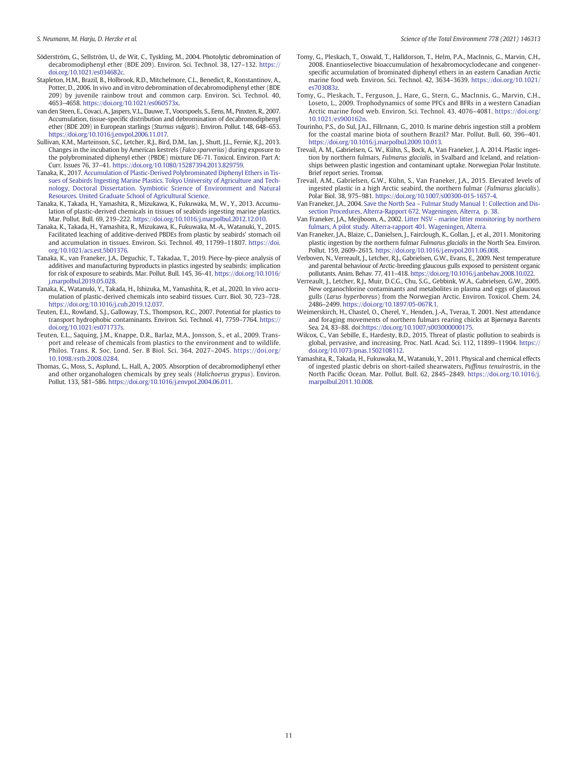Söderström, G., Sellström, U., de Wit, C., Tysklind, M., 2004. Photolytic debromination of decabromodiphenyl ether (BDE 209). Environ. Sci. Technol. 38, 127–132. https://doi.org/10.1021/es034682c.

Stapleton, H.M., Brazil, B., Holbrook, R.D., Mitchelmore, C.L., Benedict, R., Konstantinov, A., Potter, D., 2006. In vivo and in vitro debromination of decabromodiphenyl ether (BDE 209) by juvenile rainbow trout and common carp. Environ. Sci. Technol. 40, 4653–4658. https://doi.org/10.1021/es060573x.

van den Steen, E., Covaci, A., Jaspers, V.L., Dauwe, T., Voorspoels, S., Eens, M., Pinxten, R., 2007. Accumulation, tissue-specific distribution and debromination of decabromodiphenyl ether (BDE 209) in European starlings (*Sturnus vulgaris*). Environ. Pollut. 148, 648–653. https://doi.org/10.1016/j.envpol.2006.11.017.

Sullivan, K.M., Marteinson, S.C., Letcher, R.J., Bird, D.M., Ian, J., Shutt, J.L., Fernie, K.J., 2013. Changes in the incubation by American kestrels (*Falco sparverius*) during exposure to the polybrominated diphenyl ether (PBDE) mixture DE-71. Toxicol. Environ. Part A: Curr. Issues 76, 37–41. https://doi.org/10.1080/15287394.2013.829759.

Tanaka, K., 2017. Accumulation of Plastic-Derived Polybrominated Diphenyl Ethers in Tissues of Seabirds Ingesting Marine Plastics. Tokyo University of Agriculture and Technology, Doctoral Dissertation. Symbiotic Science of Environment and Natural Resources. United Graduate School of Agricultural Science.

Tanaka, K., Takada, H., Yamashita, R., Mizukawa, K., Fukuwaka, M., W., Y., 2013. Accumulation of plastic-derived chemicals in tissues of seabirds ingesting marine plastics. Mar. Pollut. Bull. 69, 219–222. https://doi.org/10.1016/j.marpolbul.2012.12.010.

Tanaka, K., Takada, H., Yamashita, R., Mizukawa, K., Fukuwaka, M.-A., Watanuki, Y., 2015. Facilitated leaching of additive-derived PBDEs from plastic by seabirds' stomach oil and accumulation in tissues. Environ. Sci. Technol. 49, 11799–11807. https://doi.org/10.1021/acs.est.5b01376.

Tanaka, K., van Franeker, J.A., Deguchi, T., Takadaa, T., 2019. Piece-by-piece analysis of additives and manufacturing byproducts in plastics ingested by seabirds: implication for risk of exposure to seabirds. Mar. Pollut. Bull. 145, 36–41. https://doi.org/10.1016/j.marpolbul.2019.05.028.

Tanaka, K., Watanuki, Y., Takada, H., Ishizuka, M., Yamashita, R., et al., 2020. In vivo accumulation of plastic-derived chemicals into seabird tissues. Curr. Biol. 30, 723–728. https://doi.org/10.1016/j.cub.2019.12.037.

Teuten, E.L., Rowland, S.J., Galloway, T.S., Thompson, R.C., 2007. Potential for plastics to transport hydrophobic contaminants. Environ. Sci. Technol. 41, 7759–7764. https://doi.org/10.1021/es071737s.

Teuten, E.L., Saquing, J.M., Knappe, D.R., Barlaz, M.A., Jonsson, S., et al., 2009. Transport and release of chemicals from plastics to the environment and to wildlife. Philos. Trans. R. Soc. Lond. Ser. B Biol. Sci. 364, 2027–2045. https://doi.org/10.1098/rstb.2008.0284.

Thomas, G., Moss, S., Asplund, L., Hall, A., 2005. Absorption of decabromodiphenyl ether and other organohalogen chemicals by grey seals (*Halichoerus grypus*). Environ. Pollut. 133, 581–586. https://doi.org/10.1016/j.envpol.2004.06.011.

Tomy, G., Pleskach, T., Oswald, T., Halldorson, T., Helm, P.A., MacInnis, G., Marvin, C.H., 2008. Enantioselective bioaccumulation of hexabromocyclodecane and congener-specific accumulation of brominated diphenyl ethers in an eastern Canadian Arctic marine food web. Environ. Sci. Technol. 42, 3634–3639. https://doi.org/10.1021/es703083z.

Tomy, G., Pleskach, T., Ferguson, J., Hare, G., Stern, G., MacInnis, G., Marvin, C.H., Loseto, L., 2009. Trophodynamics of some PFCs and BFRs in a western Canadian Arctic marine food web. Environ. Sci. Technol. 43, 4076–4081. https://doi.org/10.1021/es900162n.

Tourinho, P.S., do Sul, J.A.I., Fillrnann, G., 2010. Is marine debris ingestion still a problem for the coastal marine biota of southern Brazil? Mar. Pollut. Bull. 60, 396–401. https://doi.org/10.1016/j.marpolbul.2009.10.013.

Trevail, A. M., Gabrielsen, G. W., Kühn, S., Bock, A., Van Franeker, J. A. 2014. Plastic ingestion by northern fulmars, *Fulmarus glacialis*, in Svalbard and Iceland, and relationships between plastic ingestion and contaminant uptake. Norwegian Polar Institute. Brief report series. Tromsø.

Trevail, A.M., Gabrielsen, G.W., Kühn, S., Van Franeker, J.A., 2015. Elevated levels of ingested plastic in a high Arctic seabird, the northern fulmar (*Fulmarus glacialis*). Polar Biol. 38, 975–981. https://doi.org/10.1007/s00300-015-1657-4.

Van Franeker, J.A., 2004. Save the North Sea – Fulmar Study Manual 1: Collection and Dissection Procedures, Alterra-Rapport 672. Wageningen, Alterra, p. 38.

Van Franeker, J.A., Meijboom, A., 2002. Litter NSV - marine litter monitoring by northern fulmars, A pilot study. Alterra-rapport 401. Wageningen, Alterra.

Van Franeker, J.A., Blaize, C., Danielsen, J., Fairclough, K., Gollan, J., et al., 2011. Monitoring plastic ingestion by the northern fulmar *Fulmarus glacialis* in the North Sea. Environ. Pollut. 159, 2609–2615. https://doi.org/10.1016/j.envpol.2011.06.008.

Verboven, N., Verreault, J., Letcher, R.J., Gabrielsen, G.W., Evans, E., 2009. Nest temperature and parental behaviour of Arctic-breeding glaucous gulls exposed to persistent organic pollutants. Anim. Behav. 77, 411–418. https://doi.org/10.1016/j.anbehav.2008.10.022.

Verreault, J., Letcher, R.J., Muir, D.C.G., Chu, S.G., Gebbink, W.A., Gabrielsen, G.W., 2005. New organochlorine contaminants and metabolites in plasma and eggs of glaucous gulls (*Larus hyperboreus*) from the Norwegian Arctic. Environ. Toxicol. Chem. 24, 2486–2499. https://doi.org/10.1897/05-067R.1.

Weimerskirch, H., Chastel, O., Cherel, Y., Henden, J.-A., Tveraa, T. 2001. Nest attendance and foraging movements of northern fulmars rearing chicks at Bjørnøya Barents Sea. 24, 83–88. doi:https://doi.org/10.1007/s003000000175.

Wilcox, C., Van Sebille, E., Hardesty, B.D., 2015. Threat of plastic pollution to seabirds is global, pervasive, and increasing. Proc. Natl. Acad. Sci. 112, 11899–11904. https://doi.org/10.1073/pnas.1502108112.

Yamashita, R., Takada, H., Fukuwaka, M., Watanuki, Y., 2011. Physical and chemical effects of ingested plastic debris on short-tailed shearwaters, *Puffinus tenuirostris*, in the North Pacific Ocean. Mar. Pollut. Bull. 62, 2845–2849. https://doi.org/10.1016/j.marpolbul.2011.10.008.